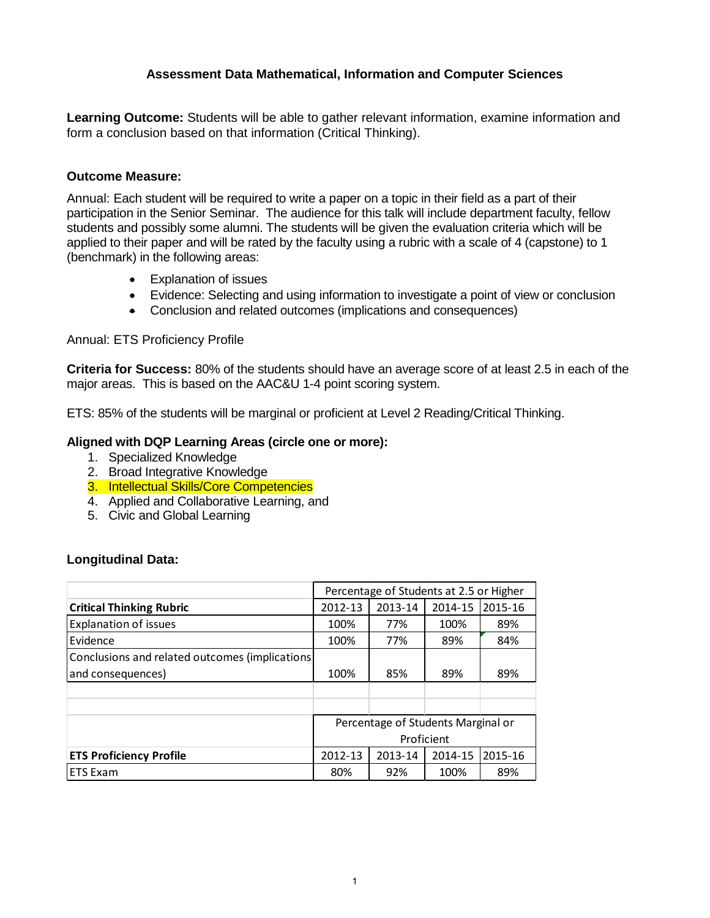# Assessment Data Mathematical, Information and Computer Sciences

**Learning Outcome:** Students will be able to gather relevant information, examine information and form a conclusion based on that information (Critical Thinking).

**Outcome Measure:**

Annual: Each student will be required to write a paper on a topic in their field as a part of their participation in the Senior Seminar. The audience for this talk will include department faculty, fellow students and possibly some alumni. The students will be given the evaluation criteria which will be applied to their paper and will be rated by the faculty using a rubric with a scale of 4 (capstone) to 1 (benchmark) in the following areas:

- Explanation of issues
- Evidence: Selecting and using information to investigate a point of view or conclusion
- Conclusion and related outcomes (implications and consequences)

Annual: ETS Proficiency Profile

**Criteria for Success:** 80% of the students should have an average score of at least 2.5 in each of the major areas. This is based on the AAC&U 1-4 point scoring system.

ETS: 85% of the students will be marginal or proficient at Level 2 Reading/Critical Thinking.

**Aligned with DQP Learning Areas (circle one or more):**

1. Specialized Knowledge
2. Broad Integrative Knowledge
3. Intellectual Skills/Core Competencies
4. Applied and Collaborative Learning, and
5. Civic and Global Learning

**Longitudinal Data:**

| | Percentage of Students at 2.5 or Higher | | | |
|---|---|---|---|---|
| **Critical Thinking Rubric** | 2012-13 | 2013-14 | 2014-15 | 2015-16 |
| Explanation of issues | 100% | 77% | 100% | 89% |
| Evidence | 100% | 77% | 89% | 84% |
| Conclusions and related outcomes (implications and consequences) | 100% | 85% | 89% | 89% |

| | Percentage of Students Marginal or Proficient | | | |
|---|---|---|---|---|
| **ETS Proficiency Profile** | 2012-13 | 2013-14 | 2014-15 | 2015-16 |
| ETS Exam | 80% | 92% | 100% | 89% |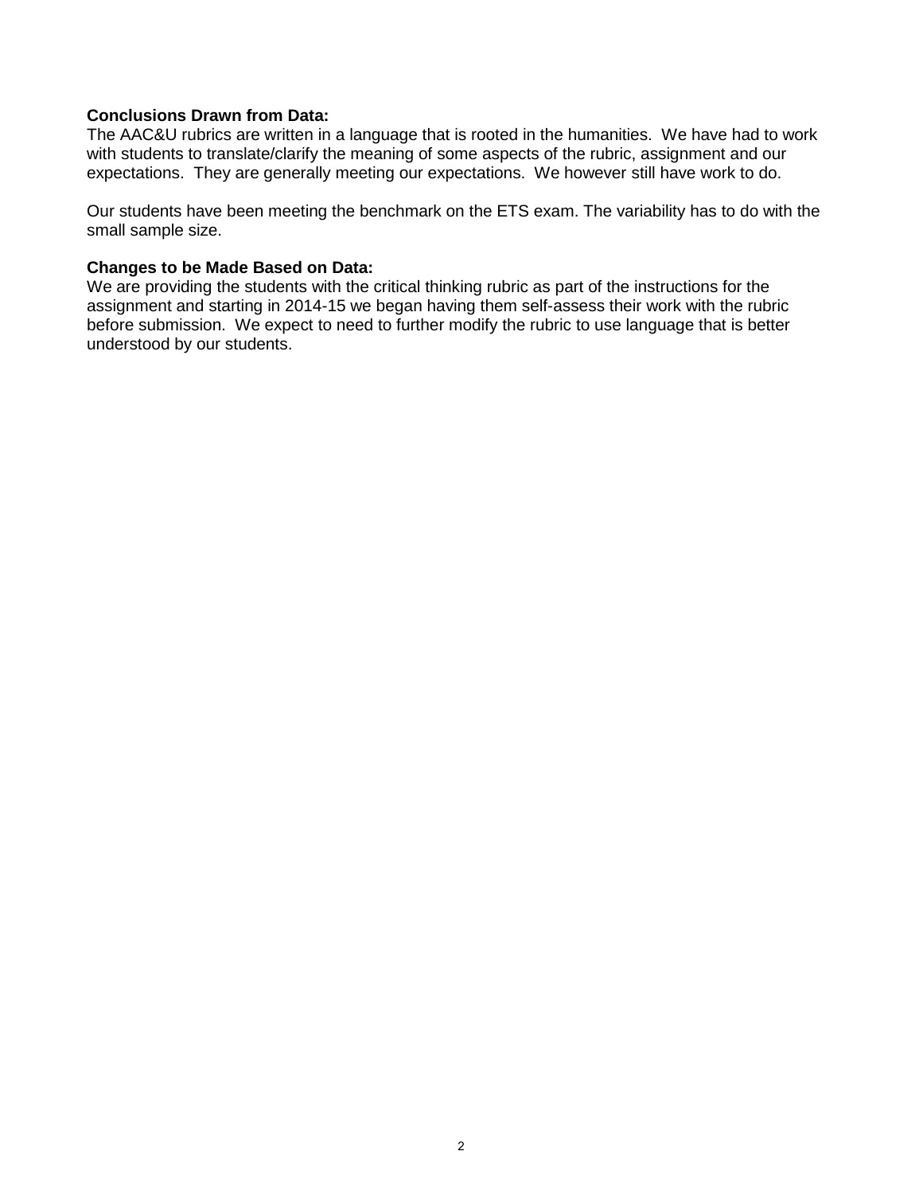**Conclusions Drawn from Data:**
The AAC&U rubrics are written in a language that is rooted in the humanities. We have had to work with students to translate/clarify the meaning of some aspects of the rubric, assignment and our expectations. They are generally meeting our expectations. We however still have work to do.

Our students have been meeting the benchmark on the ETS exam. The variability has to do with the small sample size.

**Changes to be Made Based on Data:**
We are providing the students with the critical thinking rubric as part of the instructions for the assignment and starting in 2014-15 we began having them self-assess their work with the rubric before submission. We expect to need to further modify the rubric to use language that is better understood by our students.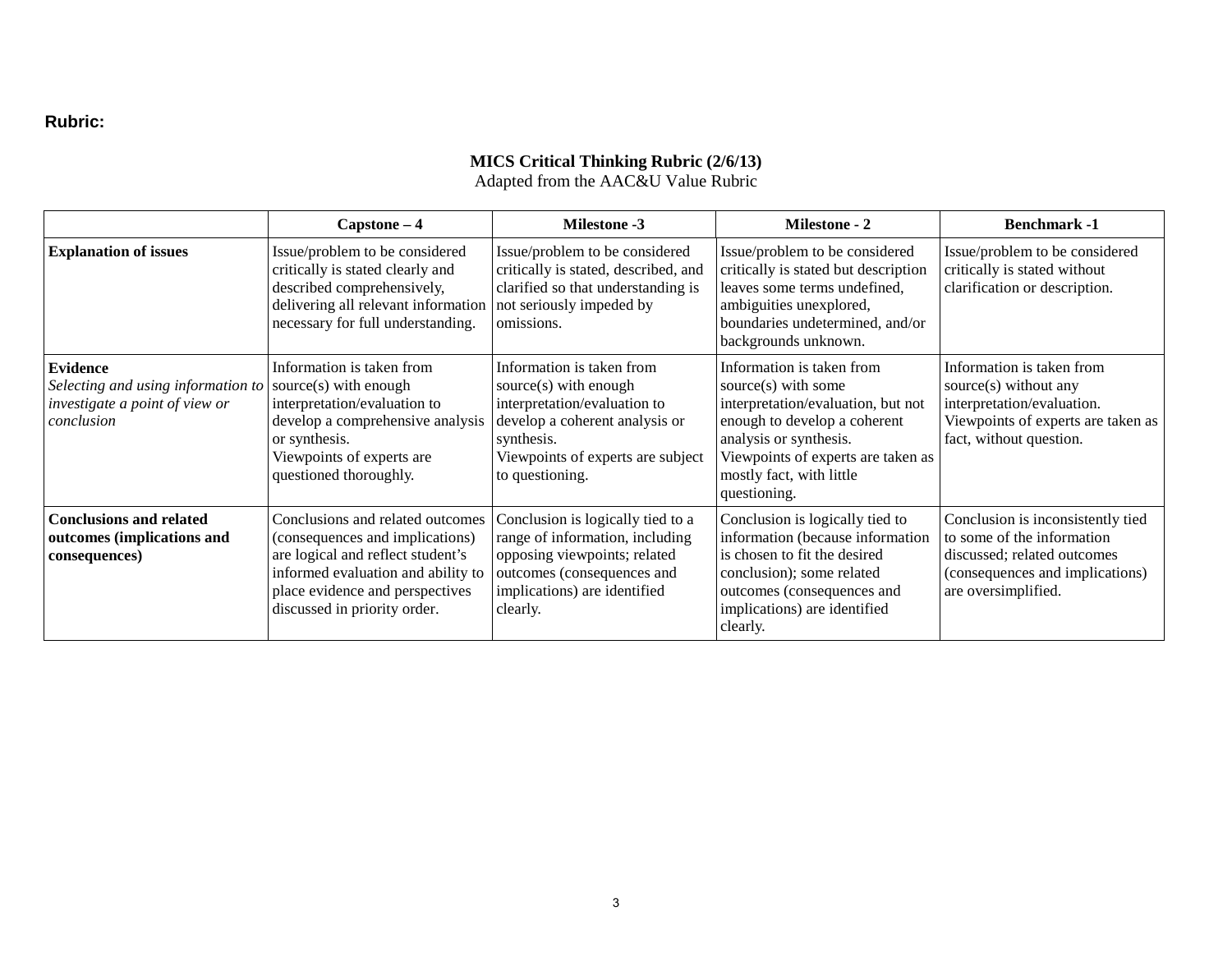**Rubric:**

**MICS Critical Thinking Rubric (2/6/13)**
Adapted from the AAC&U Value Rubric

| | Capstone – 4 | Milestone -3 | Milestone - 2 | Benchmark -1 |
|---|---|---|---|---|
| **Explanation of issues** | Issue/problem to be considered critically is stated clearly and described comprehensively, delivering all relevant information necessary for full understanding. | Issue/problem to be considered critically is stated, described, and clarified so that understanding is not seriously impeded by omissions. | Issue/problem to be considered critically is stated but description leaves some terms undefined, ambiguities unexplored, boundaries undetermined, and/or backgrounds unknown. | Issue/problem to be considered critically is stated without clarification or description. |
| **Evidence** *Selecting and using information to investigate a point of view or conclusion* | Information is taken from source(s) with enough interpretation/evaluation to develop a comprehensive analysis or synthesis. Viewpoints of experts are questioned thoroughly. | Information is taken from source(s) with enough interpretation/evaluation to develop a coherent analysis or synthesis. Viewpoints of experts are subject to questioning. | Information is taken from source(s) with some interpretation/evaluation, but not enough to develop a coherent analysis or synthesis. Viewpoints of experts are taken as mostly fact, with little questioning. | Information is taken from source(s) without any interpretation/evaluation. Viewpoints of experts are taken as fact, without question. |
| **Conclusions and related outcomes (implications and consequences)** | Conclusions and related outcomes (consequences and implications) are logical and reflect student's informed evaluation and ability to place evidence and perspectives discussed in priority order. | Conclusion is logically tied to a range of information, including opposing viewpoints; related outcomes (consequences and implications) are identified clearly. | Conclusion is logically tied to information (because information is chosen to fit the desired conclusion); some related outcomes (consequences and implications) are identified clearly. | Conclusion is inconsistently tied to some of the information discussed; related outcomes (consequences and implications) are oversimplified. |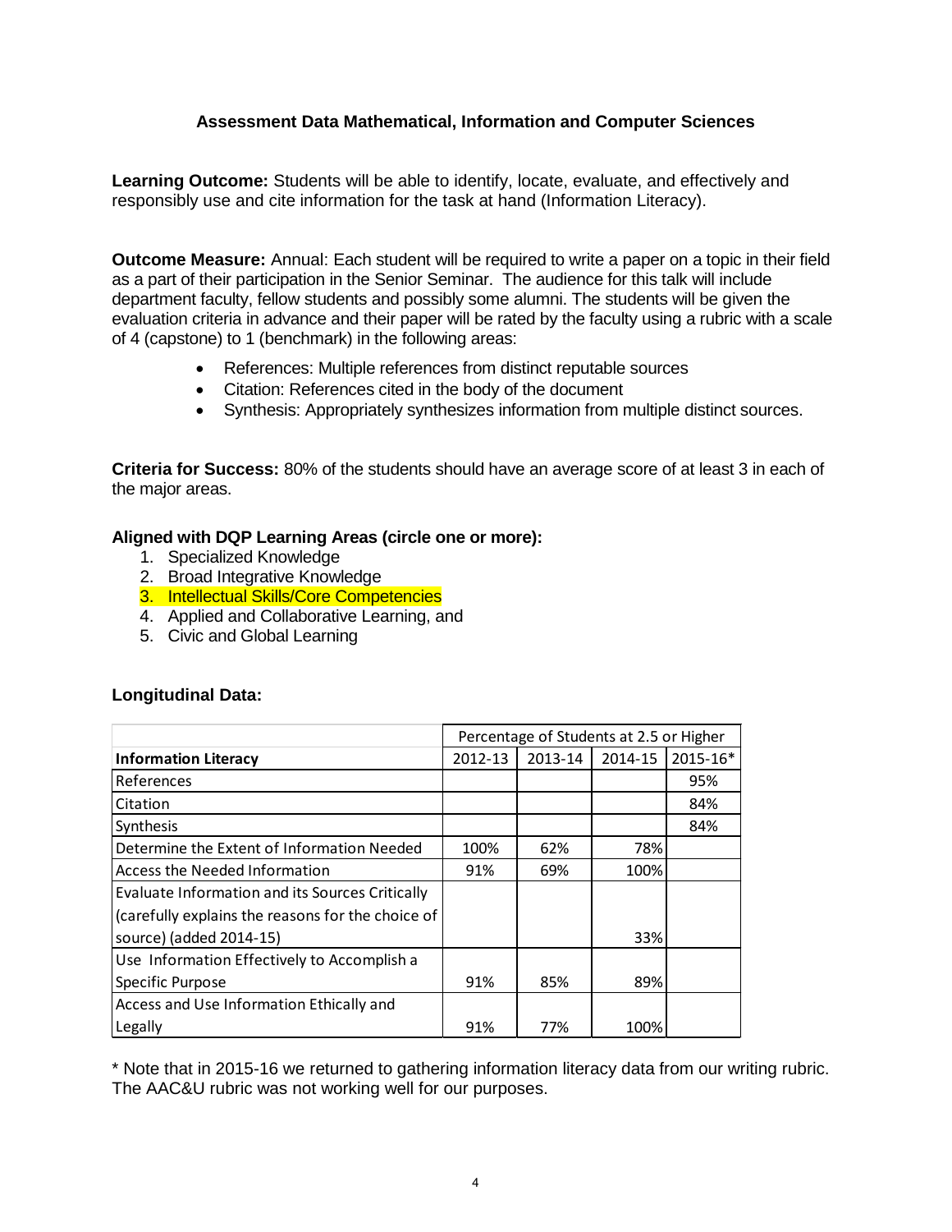# Assessment Data Mathematical, Information and Computer Sciences

**Learning Outcome:** Students will be able to identify, locate, evaluate, and effectively and responsibly use and cite information for the task at hand (Information Literacy).

**Outcome Measure:** Annual: Each student will be required to write a paper on a topic in their field as a part of their participation in the Senior Seminar. The audience for this talk will include department faculty, fellow students and possibly some alumni. The students will be given the evaluation criteria in advance and their paper will be rated by the faculty using a rubric with a scale of 4 (capstone) to 1 (benchmark) in the following areas:

- References: Multiple references from distinct reputable sources
- Citation: References cited in the body of the document
- Synthesis: Appropriately synthesizes information from multiple distinct sources.

**Criteria for Success:** 80% of the students should have an average score of at least 3 in each of the major areas.

**Aligned with DQP Learning Areas (circle one or more):**

1. Specialized Knowledge
2. Broad Integrative Knowledge
3. Intellectual Skills/Core Competencies
4. Applied and Collaborative Learning, and
5. Civic and Global Learning

**Longitudinal Data:**

| | Percentage of Students at 2.5 or Higher | | | |
|---|---|---|---|---|
| **Information Literacy** | 2012-13 | 2013-14 | 2014-15 | 2015-16* |
| References | | | | 95% |
| Citation | | | | 84% |
| Synthesis | | | | 84% |
| Determine the Extent of Information Needed | 100% | 62% | 78% | |
| Access the Needed Information | 91% | 69% | 100% | |
| Evaluate Information and its Sources Critically (carefully explains the reasons for the choice of source) (added 2014-15) | | | 33% | |
| Use Information Effectively to Accomplish a Specific Purpose | 91% | 85% | 89% | |
| Access and Use Information Ethically and Legally | 91% | 77% | 100% | |

* Note that in 2015-16 we returned to gathering information literacy data from our writing rubric. The AAC&U rubric was not working well for our purposes.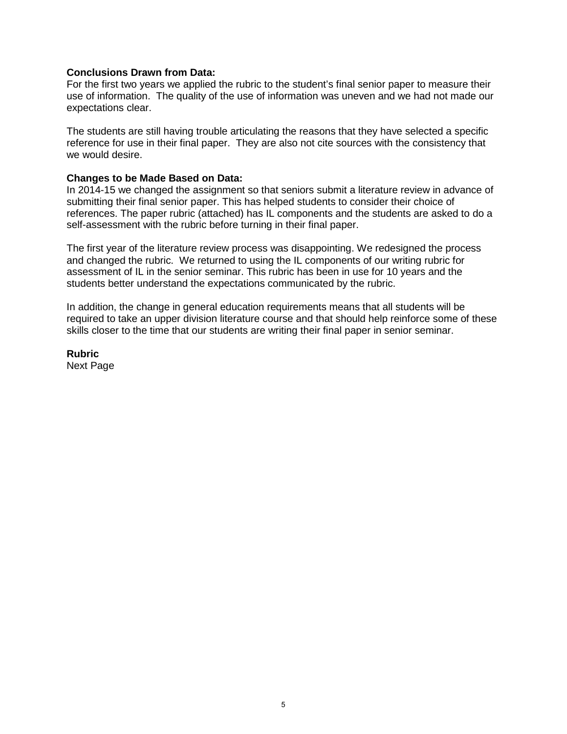**Conclusions Drawn from Data:**
For the first two years we applied the rubric to the student's final senior paper to measure their use of information. The quality of the use of information was uneven and we had not made our expectations clear.

The students are still having trouble articulating the reasons that they have selected a specific reference for use in their final paper. They are also not cite sources with the consistency that we would desire.

**Changes to be Made Based on Data:**
In 2014-15 we changed the assignment so that seniors submit a literature review in advance of submitting their final senior paper. This has helped students to consider their choice of references. The paper rubric (attached) has IL components and the students are asked to do a self-assessment with the rubric before turning in their final paper.

The first year of the literature review process was disappointing. We redesigned the process and changed the rubric. We returned to using the IL components of our writing rubric for assessment of IL in the senior seminar. This rubric has been in use for 10 years and the students better understand the expectations communicated by the rubric.

In addition, the change in general education requirements means that all students will be required to take an upper division literature course and that should help reinforce some of these skills closer to the time that our students are writing their final paper in senior seminar.

**Rubric**
Next Page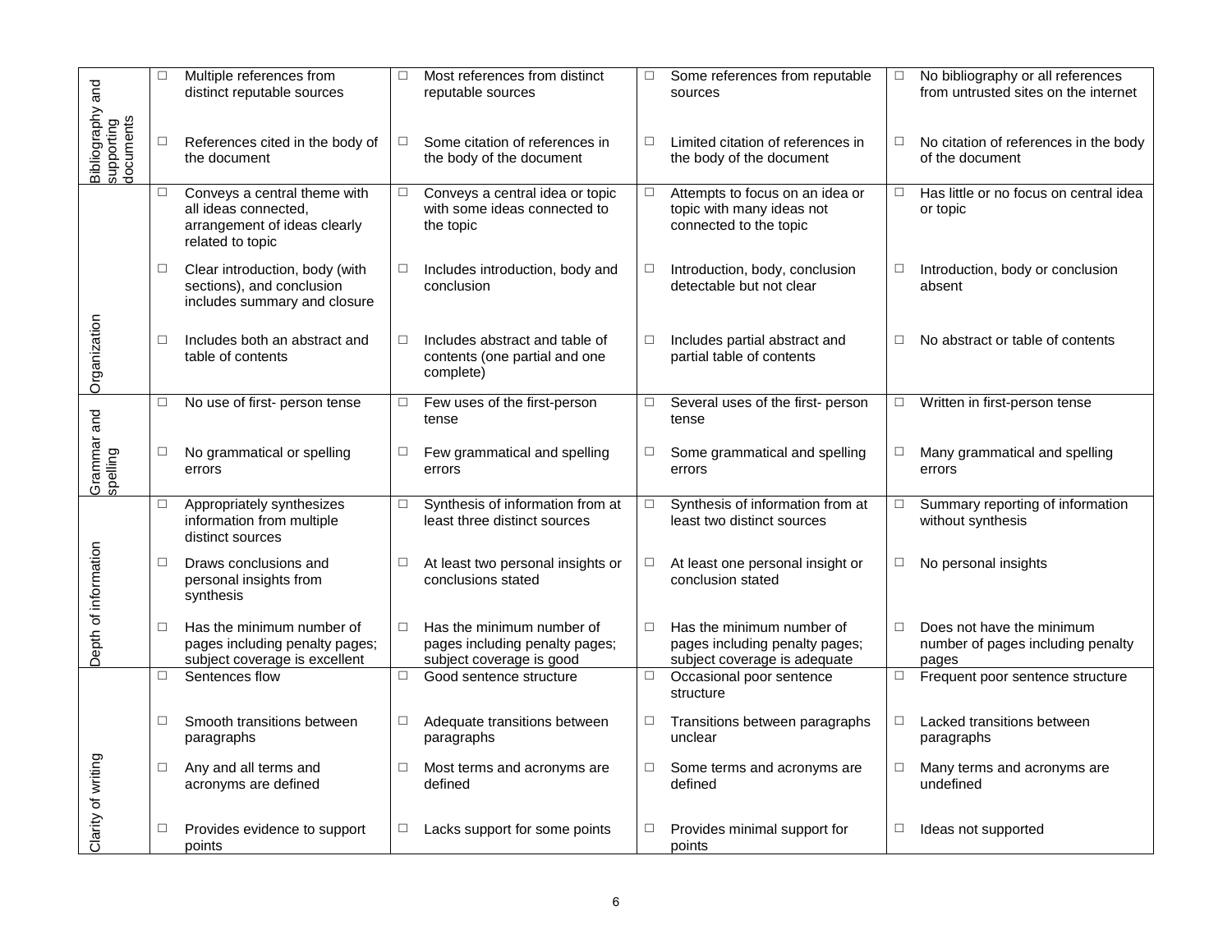| | | | | |
|---|---|---|---|---|
| Bibliography and supporting documents | ☐ Multiple references from distinct reputable sources | ☐ Most references from distinct reputable sources | ☐ Some references from reputable sources | ☐ No bibliography or all references from untrusted sites on the internet |
| | ☐ References cited in the body of the document | ☐ Some citation of references in the body of the document | ☐ Limited citation of references in the body of the document | ☐ No citation of references in the body of the document |
| Organization | ☐ Conveys a central theme with all ideas connected, arrangement of ideas clearly related to topic | ☐ Conveys a central idea or topic with some ideas connected to the topic | ☐ Attempts to focus on an idea or topic with many ideas not connected to the topic | ☐ Has little or no focus on central idea or topic |
| | ☐ Clear introduction, body (with sections), and conclusion includes summary and closure | ☐ Includes introduction, body and conclusion | ☐ Introduction, body, conclusion detectable but not clear | ☐ Introduction, body or conclusion absent |
| | ☐ Includes both an abstract and table of contents | ☐ Includes abstract and table of contents (one partial and one complete) | ☐ Includes partial abstract and partial table of contents | ☐ No abstract or table of contents |
| Grammar and spelling | ☐ No use of first- person tense | ☐ Few uses of the first-person tense | ☐ Several uses of the first- person tense | ☐ Written in first-person tense |
| | ☐ No grammatical or spelling errors | ☐ Few grammatical and spelling errors | ☐ Some grammatical and spelling errors | ☐ Many grammatical and spelling errors |
| Depth of information | ☐ Appropriately synthesizes information from multiple distinct sources | ☐ Synthesis of information from at least three distinct sources | ☐ Synthesis of information from at least two distinct sources | ☐ Summary reporting of information without synthesis |
| | ☐ Draws conclusions and personal insights from synthesis | ☐ At least two personal insights or conclusions stated | ☐ At least one personal insight or conclusion stated | ☐ No personal insights |
| | ☐ Has the minimum number of pages including penalty pages; subject coverage is excellent | ☐ Has the minimum number of pages including penalty pages; subject coverage is good | ☐ Has the minimum number of pages including penalty pages; subject coverage is adequate | ☐ Does not have the minimum number of pages including penalty pages |
| Clarity of writing | ☐ Sentences flow | ☐ Good sentence structure | ☐ Occasional poor sentence structure | ☐ Frequent poor sentence structure |
| | ☐ Smooth transitions between paragraphs | ☐ Adequate transitions between paragraphs | ☐ Transitions between paragraphs unclear | ☐ Lacked transitions between paragraphs |
| | ☐ Any and all terms and acronyms are defined | ☐ Most terms and acronyms are defined | ☐ Some terms and acronyms are defined | ☐ Many terms and acronyms are undefined |
| | ☐ Provides evidence to support points | ☐ Lacks support for some points | ☐ Provides minimal support for points | ☐ Ideas not supported |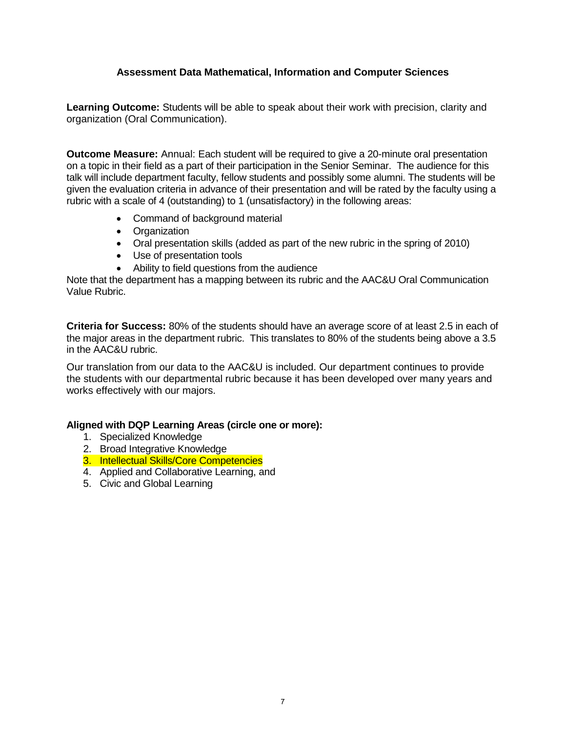## Assessment Data Mathematical, Information and Computer Sciences

**Learning Outcome:** Students will be able to speak about their work with precision, clarity and organization (Oral Communication).

**Outcome Measure:** Annual: Each student will be required to give a 20-minute oral presentation on a topic in their field as a part of their participation in the Senior Seminar. The audience for this talk will include department faculty, fellow students and possibly some alumni. The students will be given the evaluation criteria in advance of their presentation and will be rated by the faculty using a rubric with a scale of 4 (outstanding) to 1 (unsatisfactory) in the following areas:

- Command of background material
- Organization
- Oral presentation skills (added as part of the new rubric in the spring of 2010)
- Use of presentation tools
- Ability to field questions from the audience

Note that the department has a mapping between its rubric and the AAC&U Oral Communication Value Rubric.

**Criteria for Success:** 80% of the students should have an average score of at least 2.5 in each of the major areas in the department rubric. This translates to 80% of the students being above a 3.5 in the AAC&U rubric.

Our translation from our data to the AAC&U is included. Our department continues to provide the students with our departmental rubric because it has been developed over many years and works effectively with our majors.

**Aligned with DQP Learning Areas (circle one or more):**

1. Specialized Knowledge
2. Broad Integrative Knowledge
3. Intellectual Skills/Core Competencies
4. Applied and Collaborative Learning, and
5. Civic and Global Learning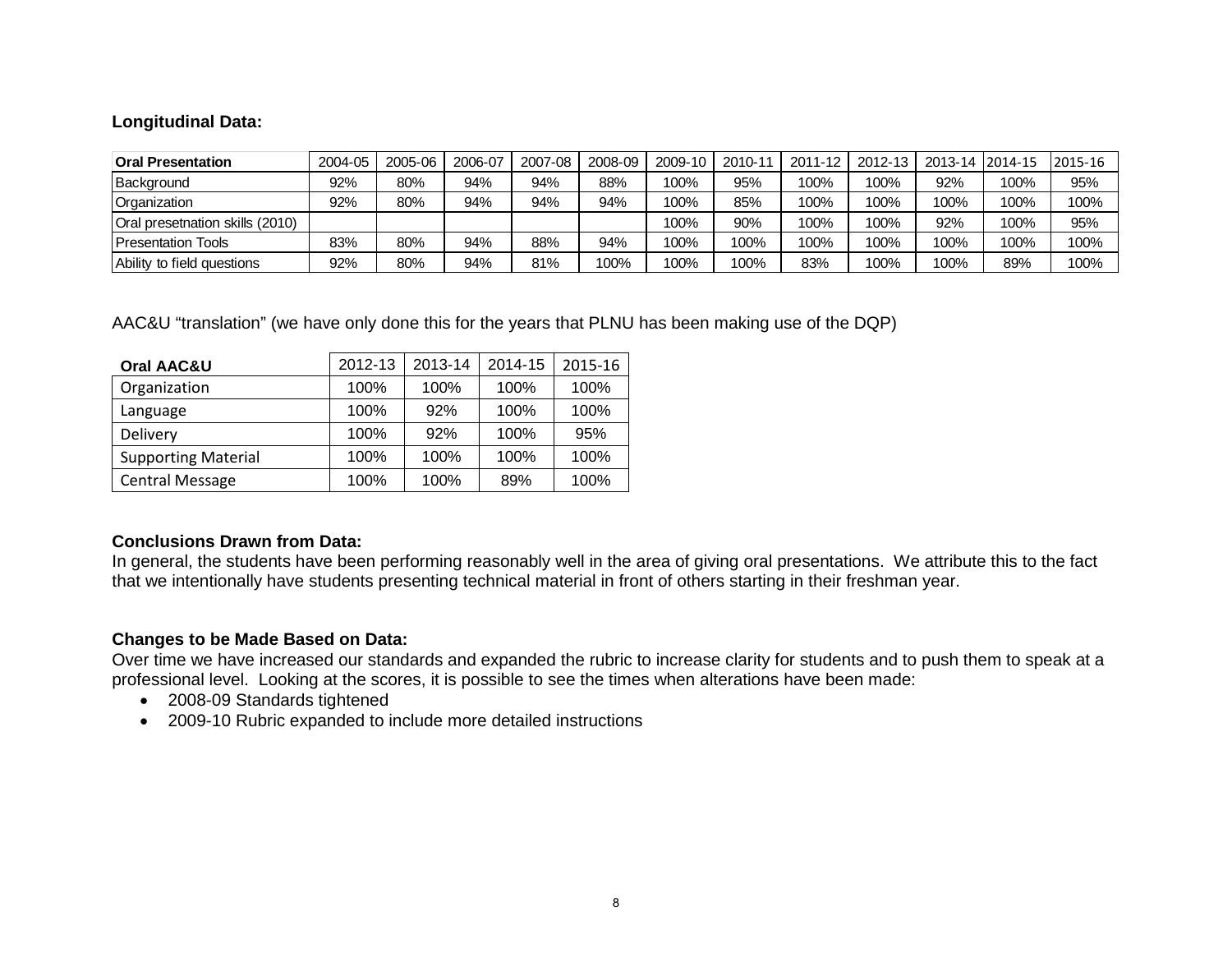### Longitudinal Data:

| Oral Presentation | 2004-05 | 2005-06 | 2006-07 | 2007-08 | 2008-09 | 2009-10 | 2010-11 | 2011-12 | 2012-13 | 2013-14 | 2014-15 | 2015-16 |
|---|---|---|---|---|---|---|---|---|---|---|---|---|
| Background | 92% | 80% | 94% | 94% | 88% | 100% | 95% | 100% | 100% | 92% | 100% | 95% |
| Organization | 92% | 80% | 94% | 94% | 94% | 100% | 85% | 100% | 100% | 100% | 100% | 100% |
| Oral presetnation skills (2010) | | | | | | 100% | 90% | 100% | 100% | 92% | 100% | 95% |
| Presentation Tools | 83% | 80% | 94% | 88% | 94% | 100% | 100% | 100% | 100% | 100% | 100% | 100% |
| Ability to field questions | 92% | 80% | 94% | 81% | 100% | 100% | 100% | 83% | 100% | 100% | 89% | 100% |

AAC&U "translation" (we have only done this for the years that PLNU has been making use of the DQP)

| Oral AAC&U | 2012-13 | 2013-14 | 2014-15 | 2015-16 |
|---|---|---|---|---|
| Organization | 100% | 100% | 100% | 100% |
| Language | 100% | 92% | 100% | 100% |
| Delivery | 100% | 92% | 100% | 95% |
| Supporting Material | 100% | 100% | 100% | 100% |
| Central Message | 100% | 100% | 89% | 100% |

### Conclusions Drawn from Data:

In general, the students have been performing reasonably well in the area of giving oral presentations. We attribute this to the fact that we intentionally have students presenting technical material in front of others starting in their freshman year.

### Changes to be Made Based on Data:

Over time we have increased our standards and expanded the rubric to increase clarity for students and to push them to speak at a professional level. Looking at the scores, it is possible to see the times when alterations have been made:

- 2008-09 Standards tightened
- 2009-10 Rubric expanded to include more detailed instructions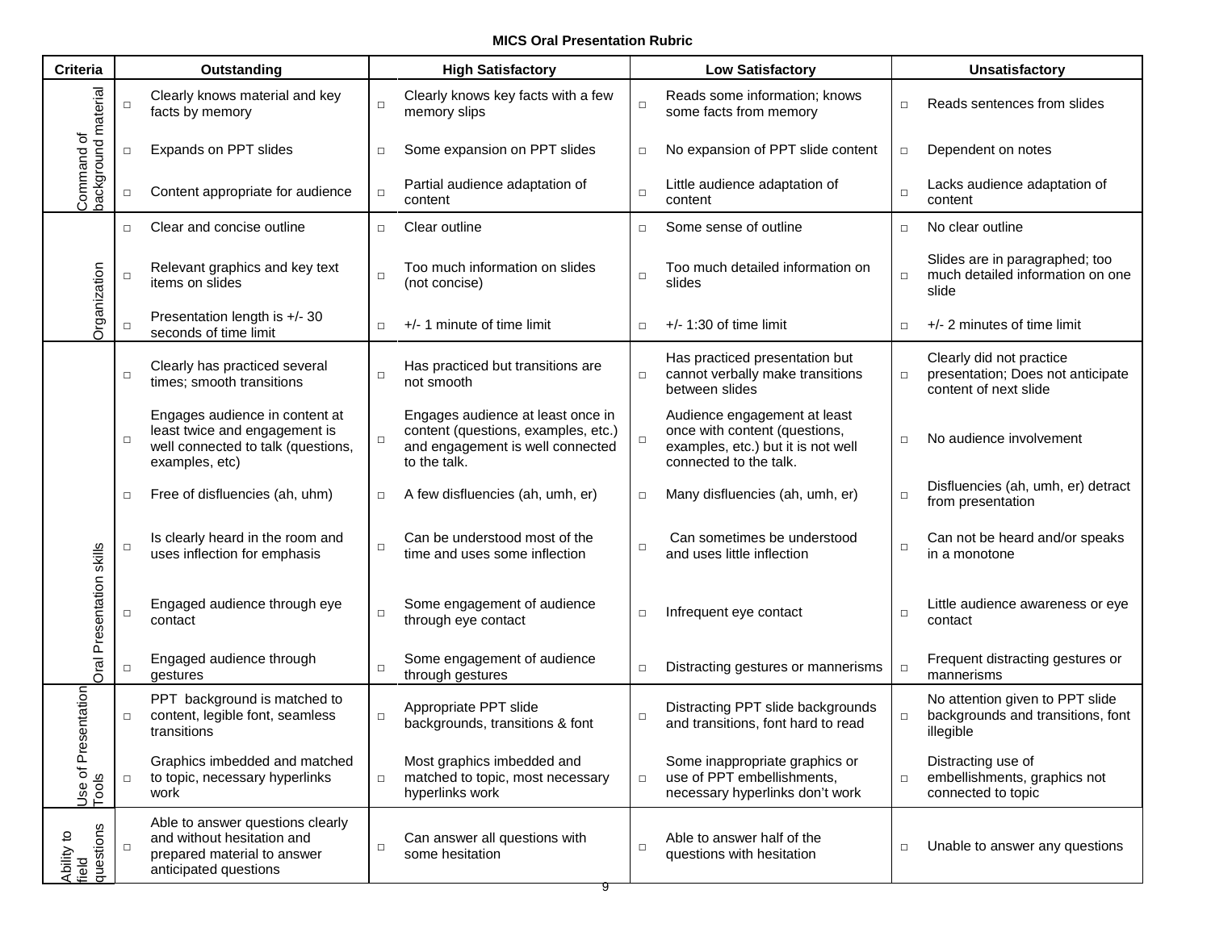**MICS Oral Presentation Rubric**

| Criteria | Outstanding | High Satisfactory | Low Satisfactory | Unsatisfactory |
|---|---|---|---|---|
| Command of background material | □ Clearly knows material and key facts by memory | □ Clearly knows key facts with a few memory slips | □ Reads some information; knows some facts from memory | □ Reads sentences from slides |
| | □ Expands on PPT slides | □ Some expansion on PPT slides | □ No expansion of PPT slide content | □ Dependent on notes |
| | □ Content appropriate for audience | □ Partial audience adaptation of content | □ Little audience adaptation of content | □ Lacks audience adaptation of content |
| Organization | □ Clear and concise outline | □ Clear outline | □ Some sense of outline | □ No clear outline |
| | □ Relevant graphics and key text items on slides | □ Too much information on slides (not concise) | □ Too much detailed information on slides | □ Slides are in paragraphed; too much detailed information on one slide |
| | □ Presentation length is +/- 30 seconds of time limit | □ +/- 1 minute of time limit | □ +/- 1:30 of time limit | □ +/- 2 minutes of time limit |
| Oral Presentation skills | □ Clearly has practiced several times; smooth transitions | □ Has practiced but transitions are not smooth | □ Has practiced presentation but cannot verbally make transitions between slides | □ Clearly did not practice presentation; Does not anticipate content of next slide |
| | □ Engages audience in content at least twice and engagement is well connected to talk (questions, examples, etc) | □ Engages audience at least once in content (questions, examples, etc.) and engagement is well connected to the talk. | □ Audience engagement at least once with content (questions, examples, etc.) but it is not well connected to the talk. | □ No audience involvement |
| | □ Free of disfluencies (ah, uhm) | □ A few disfluencies (ah, umh, er) | □ Many disfluencies (ah, umh, er) | □ Disfluencies (ah, umh, er) detract from presentation |
| | □ Is clearly heard in the room and uses inflection for emphasis | □ Can be understood most of the time and uses some inflection | □ Can sometimes be understood and uses little inflection | □ Can not be heard and/or speaks in a monotone |
| | □ Engaged audience through eye contact | □ Some engagement of audience through eye contact | □ Infrequent eye contact | □ Little audience awareness or eye contact |
| | □ Engaged audience through gestures | □ Some engagement of audience through gestures | □ Distracting gestures or mannerisms | □ Frequent distracting gestures or mannerisms |
| Use of Presentation Tools | □ PPT background is matched to content, legible font, seamless transitions | □ Appropriate PPT slide backgrounds, transitions & font | □ Distracting PPT slide backgrounds and transitions, font hard to read | □ No attention given to PPT slide backgrounds and transitions, font illegible |
| | □ Graphics imbedded and matched to topic, necessary hyperlinks work | □ Most graphics imbedded and matched to topic, most necessary hyperlinks work | □ Some inappropriate graphics or use of PPT embellishments, necessary hyperlinks don't work | □ Distracting use of embellishments, graphics not connected to topic |
| Ability to field questions | □ Able to answer questions clearly and without hesitation and prepared material to answer anticipated questions | □ Can answer all questions with some hesitation | □ Able to answer half of the questions with hesitation | □ Unable to answer any questions |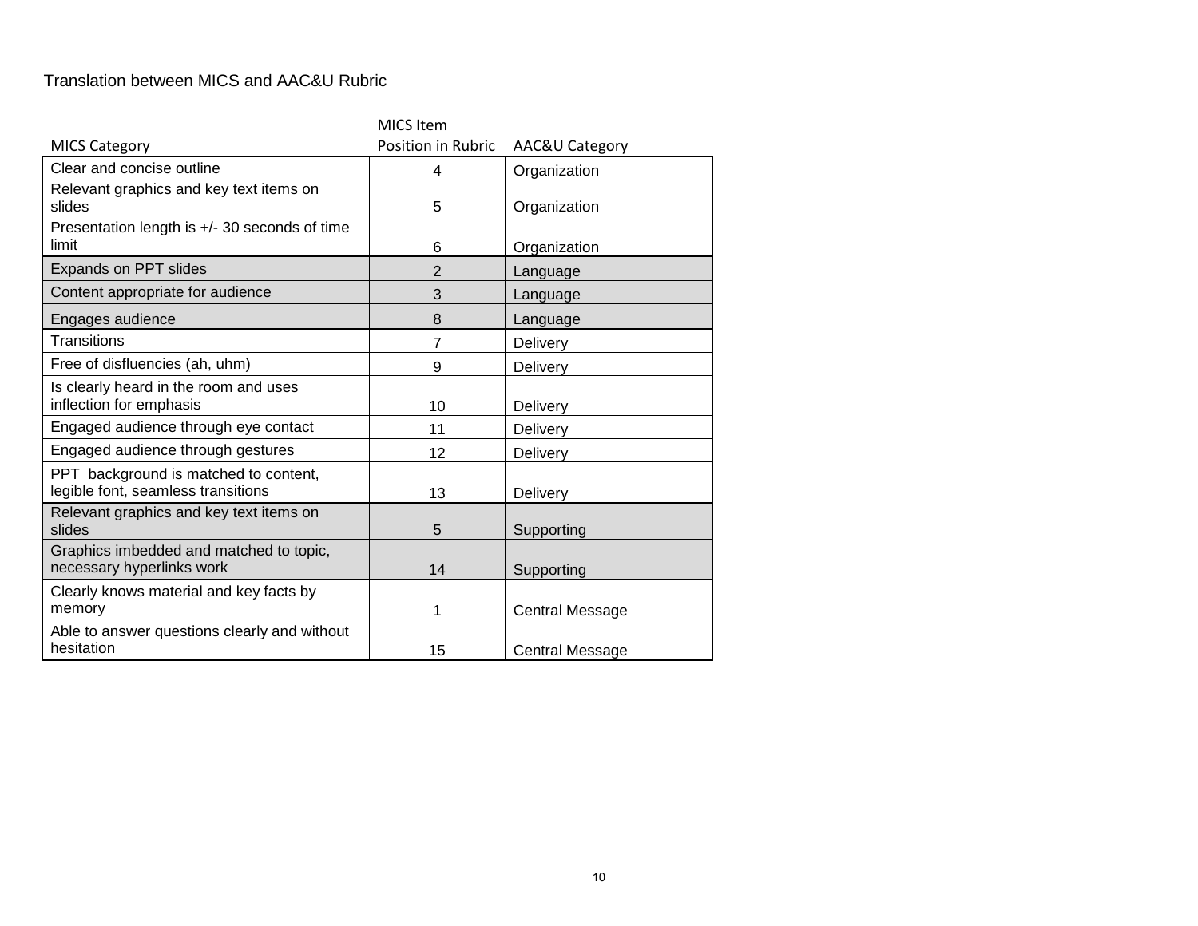Translation between MICS and AAC&U Rubric

| MICS Category | MICS Item Position in Rubric | AAC&U Category |
|---|---|---|
| Clear and concise outline | 4 | Organization |
| Relevant graphics and key text items on slides | 5 | Organization |
| Presentation length is +/- 30 seconds of time limit | 6 | Organization |
| Expands on PPT slides | 2 | Language |
| Content appropriate for audience | 3 | Language |
| Engages audience | 8 | Language |
| Transitions | 7 | Delivery |
| Free of disfluencies (ah, uhm) | 9 | Delivery |
| Is clearly heard in the room and uses inflection for emphasis | 10 | Delivery |
| Engaged audience through eye contact | 11 | Delivery |
| Engaged audience through gestures | 12 | Delivery |
| PPT background is matched to content, legible font, seamless transitions | 13 | Delivery |
| Relevant graphics and key text items on slides | 5 | Supporting |
| Graphics imbedded and matched to topic, necessary hyperlinks work | 14 | Supporting |
| Clearly knows material and key facts by memory | 1 | Central Message |
| Able to answer questions clearly and without hesitation | 15 | Central Message |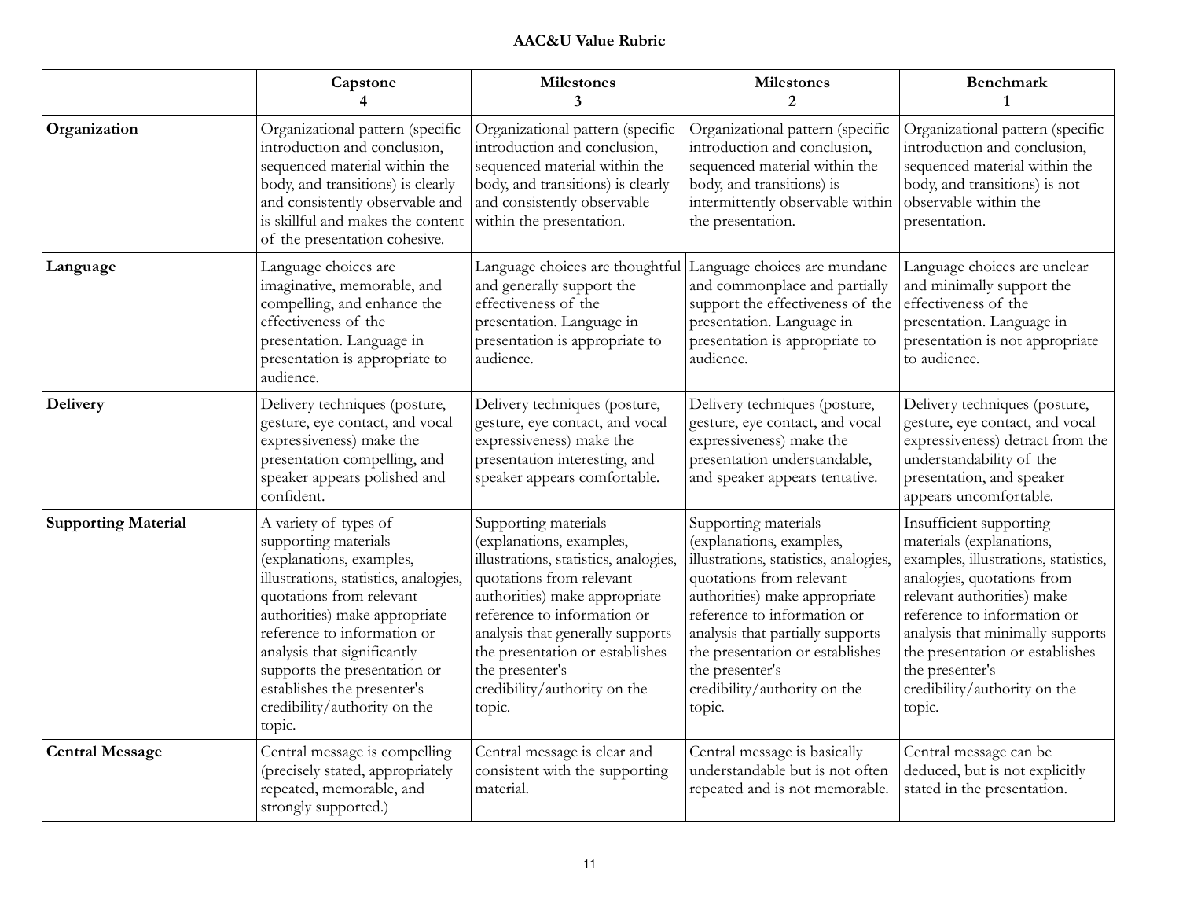**AAC&U Value Rubric**

| | Capstone 4 | Milestones 3 | Milestones 2 | Benchmark 1 |
|---|---|---|---|---|
| **Organization** | Organizational pattern (specific introduction and conclusion, sequenced material within the body, and transitions) is clearly and consistently observable and is skillful and makes the content of the presentation cohesive. | Organizational pattern (specific introduction and conclusion, sequenced material within the body, and transitions) is clearly and consistently observable within the presentation. | Organizational pattern (specific introduction and conclusion, sequenced material within the body, and transitions) is intermittently observable within the presentation. | Organizational pattern (specific introduction and conclusion, sequenced material within the body, and transitions) is not observable within the presentation. |
| **Language** | Language choices are imaginative, memorable, and compelling, and enhance the effectiveness of the presentation. Language in presentation is appropriate to audience. | Language choices are thoughtful and generally support the effectiveness of the presentation. Language in presentation is appropriate to audience. | Language choices are mundane and commonplace and partially support the effectiveness of the presentation. Language in presentation is appropriate to audience. | Language choices are unclear and minimally support the effectiveness of the presentation. Language in presentation is not appropriate to audience. |
| **Delivery** | Delivery techniques (posture, gesture, eye contact, and vocal expressiveness) make the presentation compelling, and speaker appears polished and confident. | Delivery techniques (posture, gesture, eye contact, and vocal expressiveness) make the presentation interesting, and speaker appears comfortable. | Delivery techniques (posture, gesture, eye contact, and vocal expressiveness) make the presentation understandable, and speaker appears tentative. | Delivery techniques (posture, gesture, eye contact, and vocal expressiveness) detract from the understandability of the presentation, and speaker appears uncomfortable. |
| **Supporting Material** | A variety of types of supporting materials (explanations, examples, illustrations, statistics, analogies, quotations from relevant authorities) make appropriate reference to information or analysis that significantly supports the presentation or establishes the presenter's credibility/authority on the topic. | Supporting materials (explanations, examples, illustrations, statistics, analogies, quotations from relevant authorities) make appropriate reference to information or analysis that generally supports the presentation or establishes the presenter's credibility/authority on the topic. | Supporting materials (explanations, examples, illustrations, statistics, analogies, quotations from relevant authorities) make appropriate reference to information or analysis that partially supports the presentation or establishes the presenter's credibility/authority on the topic. | Insufficient supporting materials (explanations, examples, illustrations, statistics, analogies, quotations from relevant authorities) make reference to information or analysis that minimally supports the presentation or establishes the presenter's credibility/authority on the topic. |
| **Central Message** | Central message is compelling (precisely stated, appropriately repeated, memorable, and strongly supported.) | Central message is clear and consistent with the supporting material. | Central message is basically understandable but is not often repeated and is not memorable. | Central message can be deduced, but is not explicitly stated in the presentation. |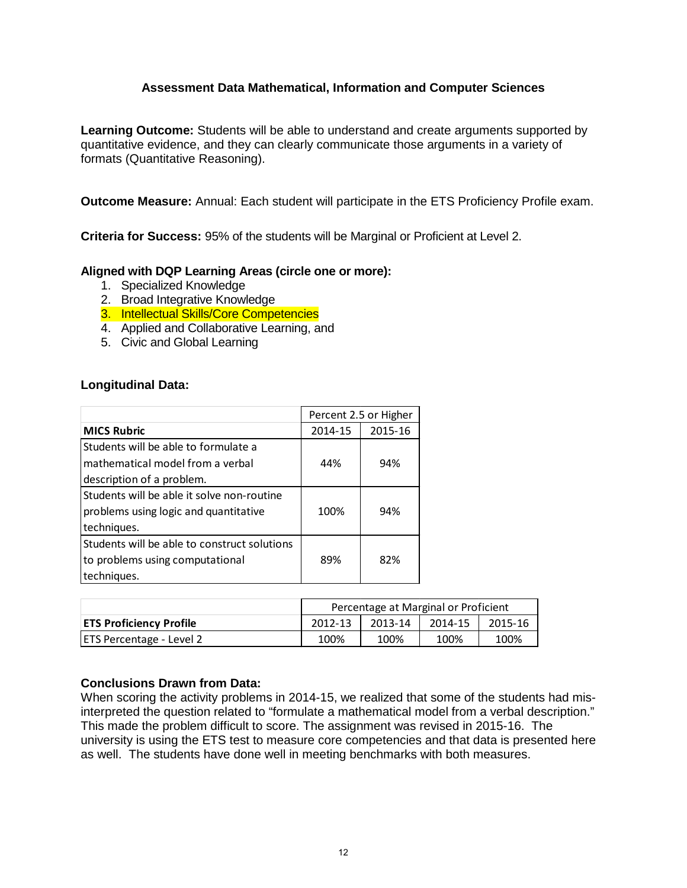## Assessment Data Mathematical, Information and Computer Sciences

**Learning Outcome:** Students will be able to understand and create arguments supported by quantitative evidence, and they can clearly communicate those arguments in a variety of formats (Quantitative Reasoning).

**Outcome Measure:** Annual: Each student will participate in the ETS Proficiency Profile exam.

**Criteria for Success:** 95% of the students will be Marginal or Proficient at Level 2.

**Aligned with DQP Learning Areas (circle one or more):**

1. Specialized Knowledge
2. Broad Integrative Knowledge
3. Intellectual Skills/Core Competencies
4. Applied and Collaborative Learning, and
5. Civic and Global Learning

**Longitudinal Data:**

| | Percent 2.5 or Higher | |
|---|---|---|
| **MICS Rubric** | 2014-15 | 2015-16 |
| Students will be able to formulate a mathematical model from a verbal description of a problem. | 44% | 94% |
| Students will be able it solve non-routine problems using logic and quantitative techniques. | 100% | 94% |
| Students will be able to construct solutions to problems using computational techniques. | 89% | 82% |

| | Percentage at Marginal or Proficient | | | |
|---|---|---|---|---|
| **ETS Proficiency Profile** | 2012-13 | 2013-14 | 2014-15 | 2015-16 |
| ETS Percentage - Level 2 | 100% | 100% | 100% | 100% |

**Conclusions Drawn from Data:**
When scoring the activity problems in 2014-15, we realized that some of the students had mis-interpreted the question related to "formulate a mathematical model from a verbal description." This made the problem difficult to score. The assignment was revised in 2015-16. The university is using the ETS test to measure core competencies and that data is presented here as well. The students have done well in meeting benchmarks with both measures.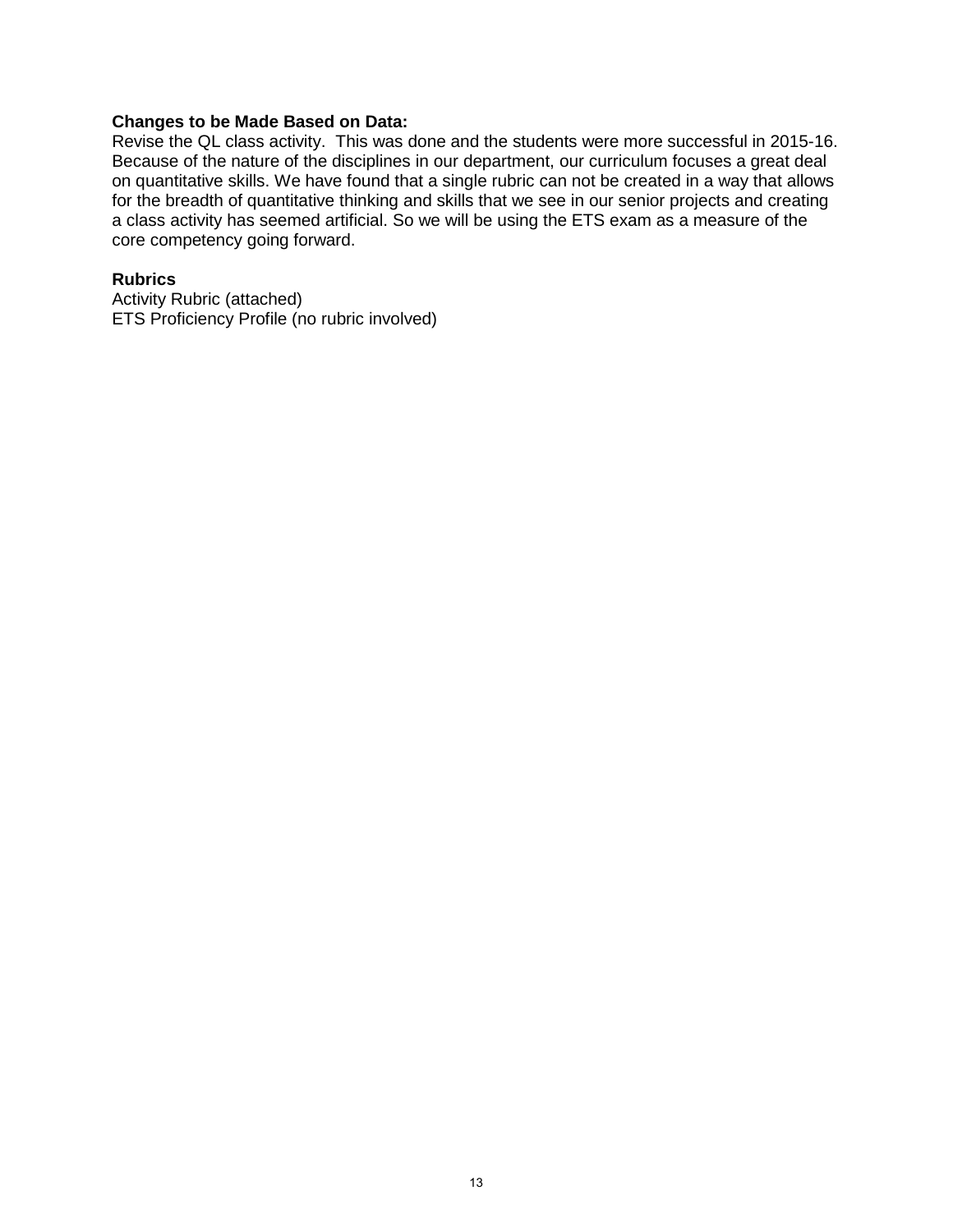**Changes to be Made Based on Data:**
Revise the QL class activity. This was done and the students were more successful in 2015-16. Because of the nature of the disciplines in our department, our curriculum focuses a great deal on quantitative skills. We have found that a single rubric can not be created in a way that allows for the breadth of quantitative thinking and skills that we see in our senior projects and creating a class activity has seemed artificial. So we will be using the ETS exam as a measure of the core competency going forward.

**Rubrics**
Activity Rubric (attached)
ETS Proficiency Profile (no rubric involved)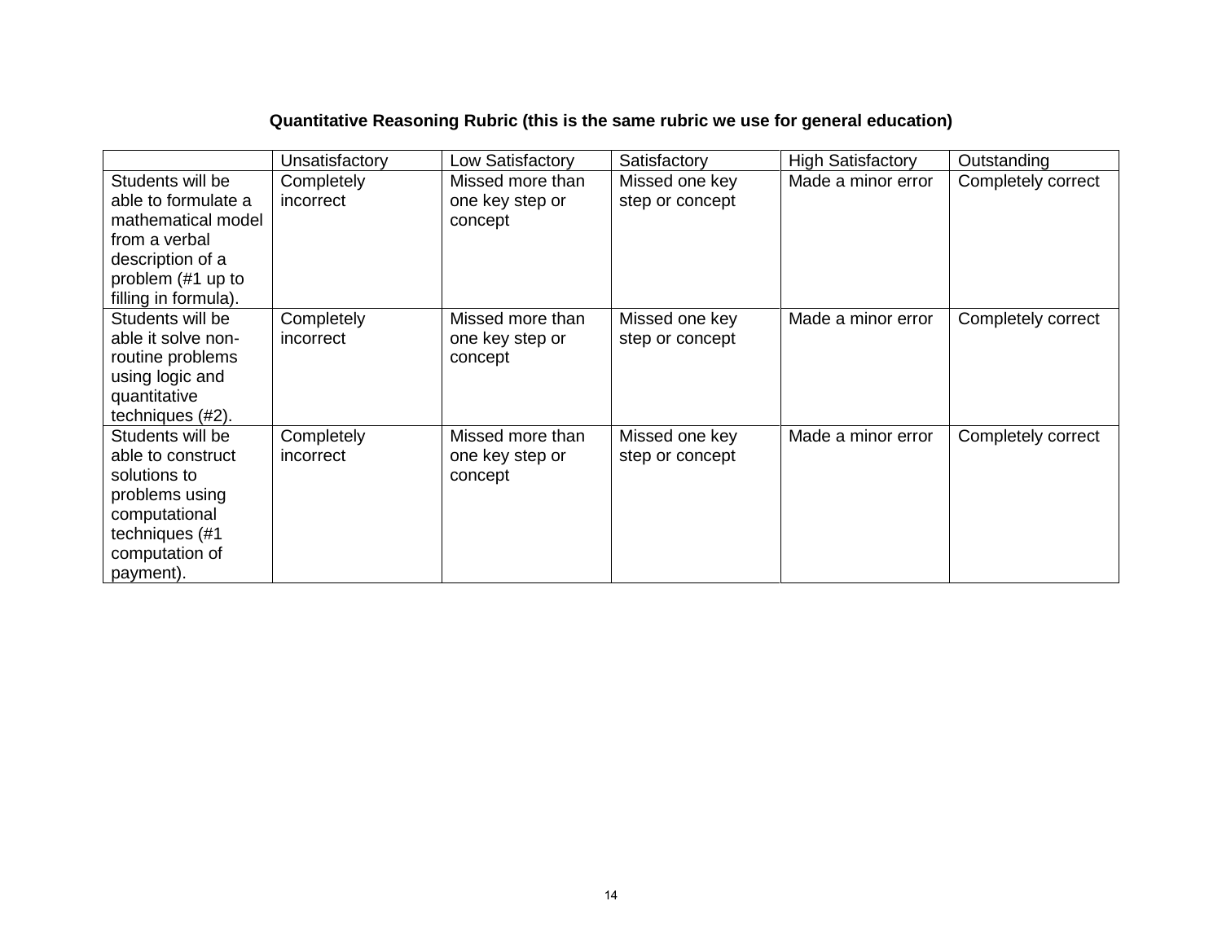**Quantitative Reasoning Rubric (this is the same rubric we use for general education)**

| | Unsatisfactory | Low Satisfactory | Satisfactory | High Satisfactory | Outstanding |
|---|---|---|---|---|---|
| Students will be able to formulate a mathematical model from a verbal description of a problem (#1 up to filling in formula). | Completely incorrect | Missed more than one key step or concept | Missed one key step or concept | Made a minor error | Completely correct |
| Students will be able it solve non-routine problems using logic and quantitative techniques (#2). | Completely incorrect | Missed more than one key step or concept | Missed one key step or concept | Made a minor error | Completely correct |
| Students will be able to construct solutions to problems using computational techniques (#1 computation of payment). | Completely incorrect | Missed more than one key step or concept | Missed one key step or concept | Made a minor error | Completely correct |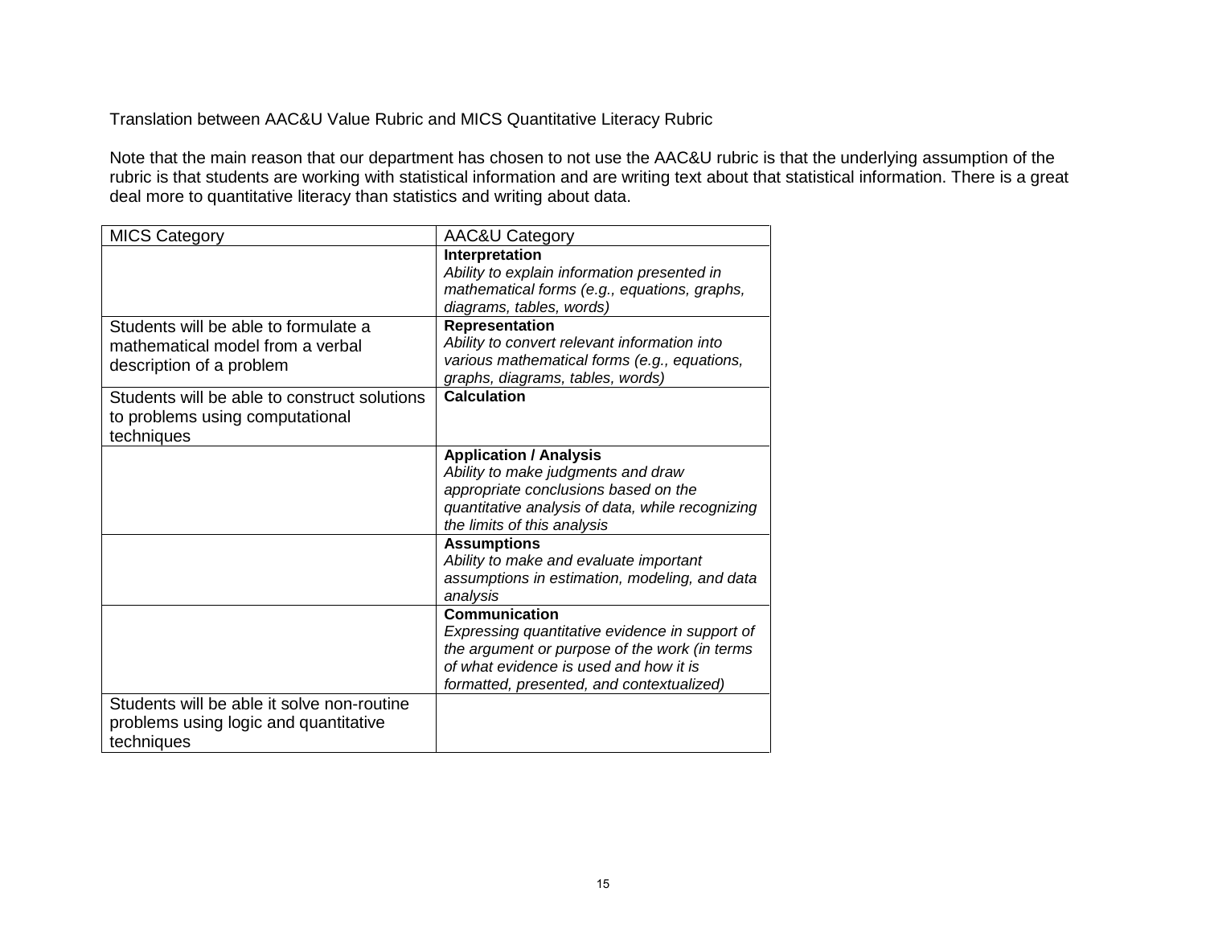Translation between AAC&U Value Rubric and MICS Quantitative Literacy Rubric

Note that the main reason that our department has chosen to not use the AAC&U rubric is that the underlying assumption of the rubric is that students are working with statistical information and are writing text about that statistical information. There is a great deal more to quantitative literacy than statistics and writing about data.

| MICS Category | AAC&U Category |
| --- | --- |
| | **Interpretation** *Ability to explain information presented in mathematical forms (e.g., equations, graphs, diagrams, tables, words)* |
| Students will be able to formulate a mathematical model from a verbal description of a problem | **Representation** *Ability to convert relevant information into various mathematical forms (e.g., equations, graphs, diagrams, tables, words)* |
| Students will be able to construct solutions to problems using computational techniques | **Calculation** |
| | **Application / Analysis** *Ability to make judgments and draw appropriate conclusions based on the quantitative analysis of data, while recognizing the limits of this analysis* |
| | **Assumptions** *Ability to make and evaluate important assumptions in estimation, modeling, and data analysis* |
| | **Communication** *Expressing quantitative evidence in support of the argument or purpose of the work (in terms of what evidence is used and how it is formatted, presented, and contextualized)* |
| Students will be able it solve non-routine problems using logic and quantitative techniques | |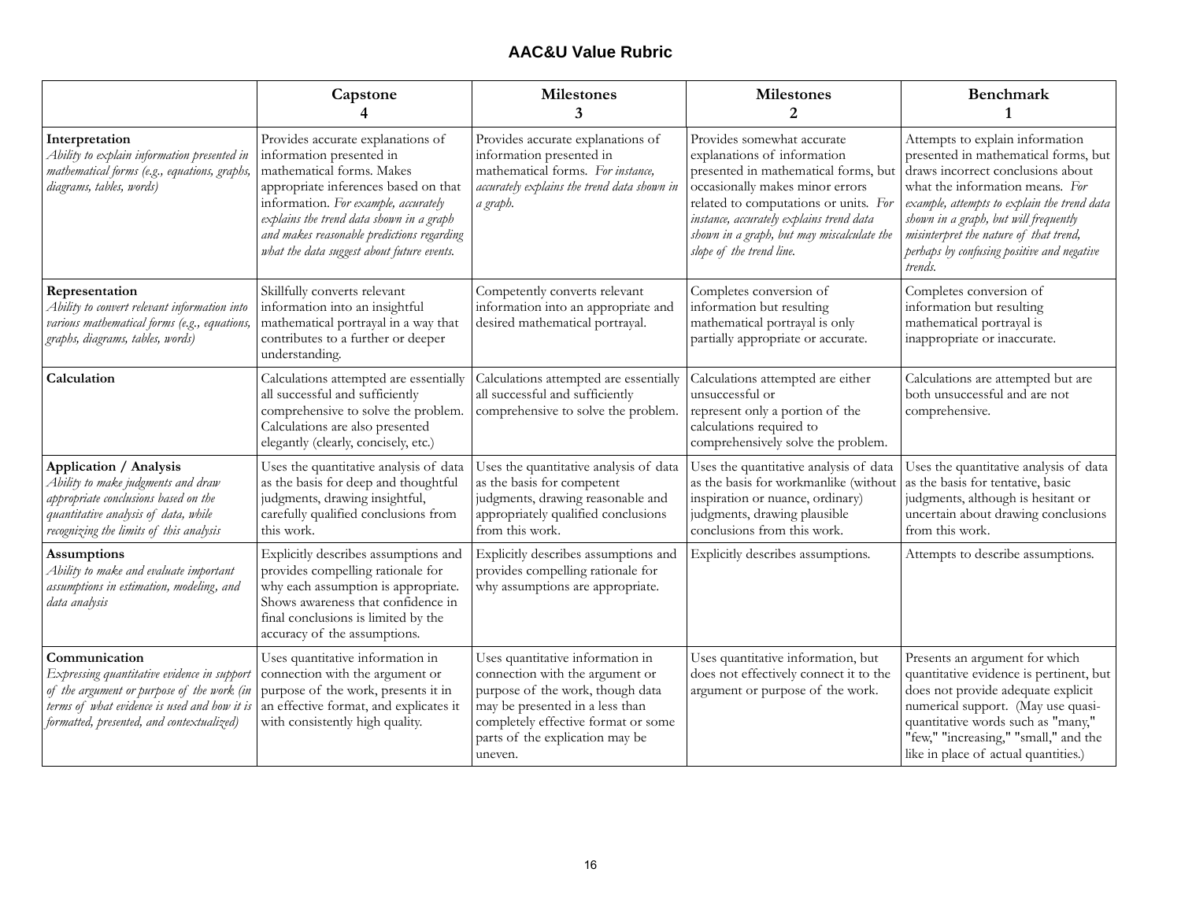## AAC&U Value Rubric

| | Capstone<br>4 | Milestones<br>3 | Milestones<br>2 | Benchmark<br>1 |
|---|---|---|---|---|
| **Interpretation**<br>*Ability to explain information presented in mathematical forms (e.g., equations, graphs, diagrams, tables, words)* | Provides accurate explanations of information presented in mathematical forms. Makes appropriate inferences based on that information. *For example, accurately explains the trend data shown in a graph and makes reasonable predictions regarding what the data suggest about future events.* | Provides accurate explanations of information presented in mathematical forms. *For instance, accurately explains the trend data shown in a graph.* | Provides somewhat accurate explanations of information presented in mathematical forms, but occasionally makes minor errors related to computations or units. *For instance, accurately explains trend data shown in a graph, but may miscalculate the slope of the trend line.* | Attempts to explain information presented in mathematical forms, but draws incorrect conclusions about what the information means. *For example, attempts to explain the trend data shown in a graph, but will frequently misinterpret the nature of that trend, perhaps by confusing positive and negative trends.* |
| **Representation**<br>*Ability to convert relevant information into various mathematical forms (e.g., equations, graphs, diagrams, tables, words)* | Skillfully converts relevant information into an insightful mathematical portrayal in a way that contributes to a further or deeper understanding. | Competently converts relevant information into an appropriate and desired mathematical portrayal. | Completes conversion of information but resulting mathematical portrayal is only partially appropriate or accurate. | Completes conversion of information but resulting mathematical portrayal is inappropriate or inaccurate. |
| **Calculation** | Calculations attempted are essentially all successful and sufficiently comprehensive to solve the problem. Calculations are also presented elegantly (clearly, concisely, etc.) | Calculations attempted are essentially all successful and sufficiently comprehensive to solve the problem. | Calculations attempted are either unsuccessful or represent only a portion of the calculations required to comprehensively solve the problem. | Calculations are attempted but are both unsuccessful and are not comprehensive. |
| **Application / Analysis**<br>*Ability to make judgments and draw appropriate conclusions based on the quantitative analysis of data, while recognizing the limits of this analysis* | Uses the quantitative analysis of data as the basis for deep and thoughtful judgments, drawing insightful, carefully qualified conclusions from this work. | Uses the quantitative analysis of data as the basis for competent judgments, drawing reasonable and appropriately qualified conclusions from this work. | Uses the quantitative analysis of data as the basis for workmanlike (without inspiration or nuance, ordinary) judgments, drawing plausible conclusions from this work. | Uses the quantitative analysis of data as the basis for tentative, basic judgments, although is hesitant or uncertain about drawing conclusions from this work. |
| **Assumptions**<br>*Ability to make and evaluate important assumptions in estimation, modeling, and data analysis* | Explicitly describes assumptions and provides compelling rationale for why each assumption is appropriate. Shows awareness that confidence in final conclusions is limited by the accuracy of the assumptions. | Explicitly describes assumptions and provides compelling rationale for why assumptions are appropriate. | Explicitly describes assumptions. | Attempts to describe assumptions. |
| **Communication**<br>*Expressing quantitative evidence in support of the argument or purpose of the work (in terms of what evidence is used and how it is formatted, presented, and contextualized)* | Uses quantitative information in connection with the argument or purpose of the work, presents it in an effective format, and explicates it with consistently high quality. | Uses quantitative information in connection with the argument or purpose of the work, though data may be presented in a less than completely effective format or some parts of the explication may be uneven. | Uses quantitative information, but does not effectively connect it to the argument or purpose of the work. | Presents an argument for which quantitative evidence is pertinent, but does not provide adequate explicit numerical support. (May use quasi-quantitative words such as "many," "few," "increasing," "small," and the like in place of actual quantities.) |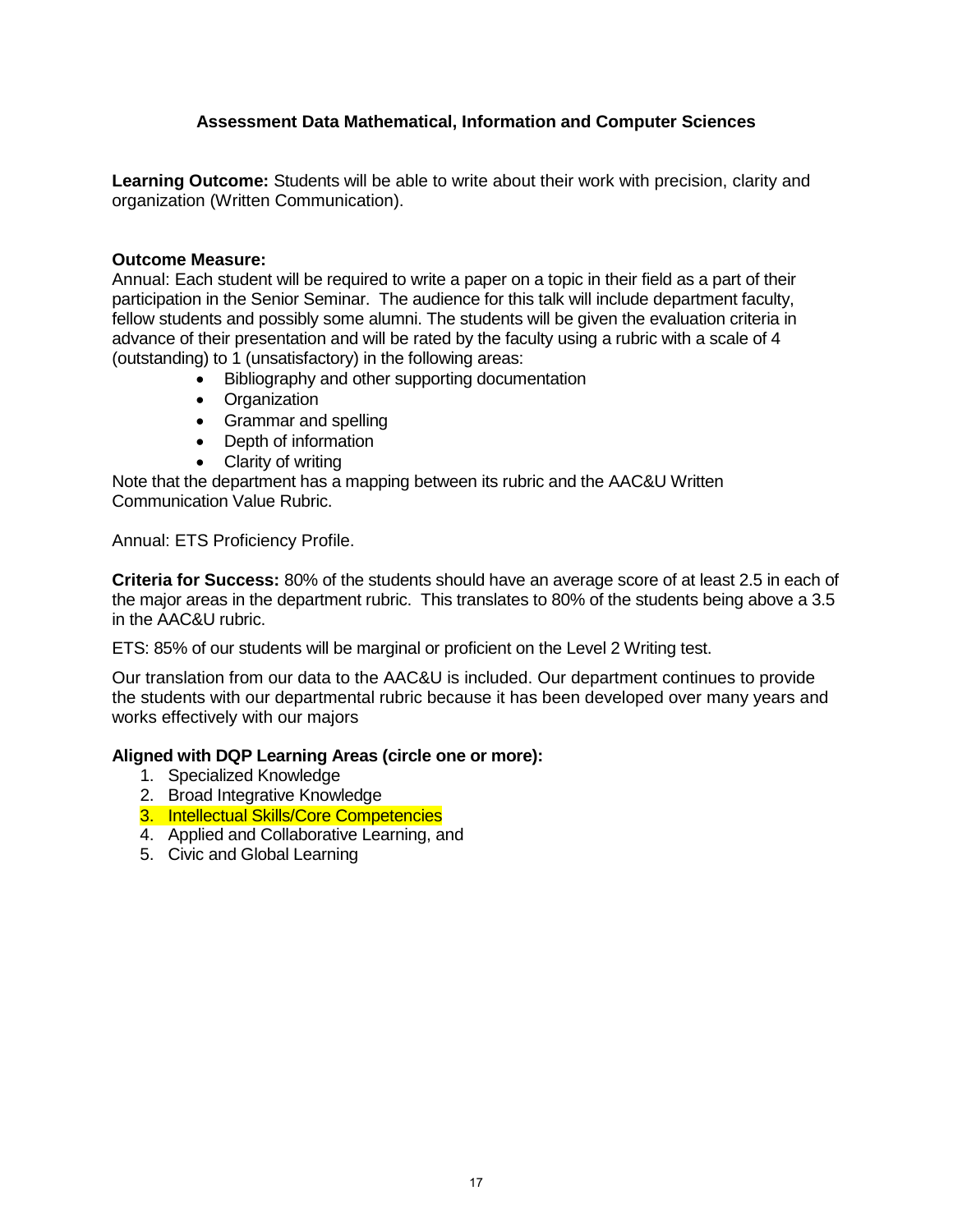## Assessment Data Mathematical, Information and Computer Sciences

**Learning Outcome:** Students will be able to write about their work with precision, clarity and organization (Written Communication).

**Outcome Measure:**
Annual: Each student will be required to write a paper on a topic in their field as a part of their participation in the Senior Seminar. The audience for this talk will include department faculty, fellow students and possibly some alumni. The students will be given the evaluation criteria in advance of their presentation and will be rated by the faculty using a rubric with a scale of 4 (outstanding) to 1 (unsatisfactory) in the following areas:

- Bibliography and other supporting documentation
- Organization
- Grammar and spelling
- Depth of information
- Clarity of writing

Note that the department has a mapping between its rubric and the AAC&U Written Communication Value Rubric.

Annual: ETS Proficiency Profile.

**Criteria for Success:** 80% of the students should have an average score of at least 2.5 in each of the major areas in the department rubric. This translates to 80% of the students being above a 3.5 in the AAC&U rubric.

ETS: 85% of our students will be marginal or proficient on the Level 2 Writing test.

Our translation from our data to the AAC&U is included. Our department continues to provide the students with our departmental rubric because it has been developed over many years and works effectively with our majors

**Aligned with DQP Learning Areas (circle one or more):**

1. Specialized Knowledge
2. Broad Integrative Knowledge
3. Intellectual Skills/Core Competencies
4. Applied and Collaborative Learning, and
5. Civic and Global Learning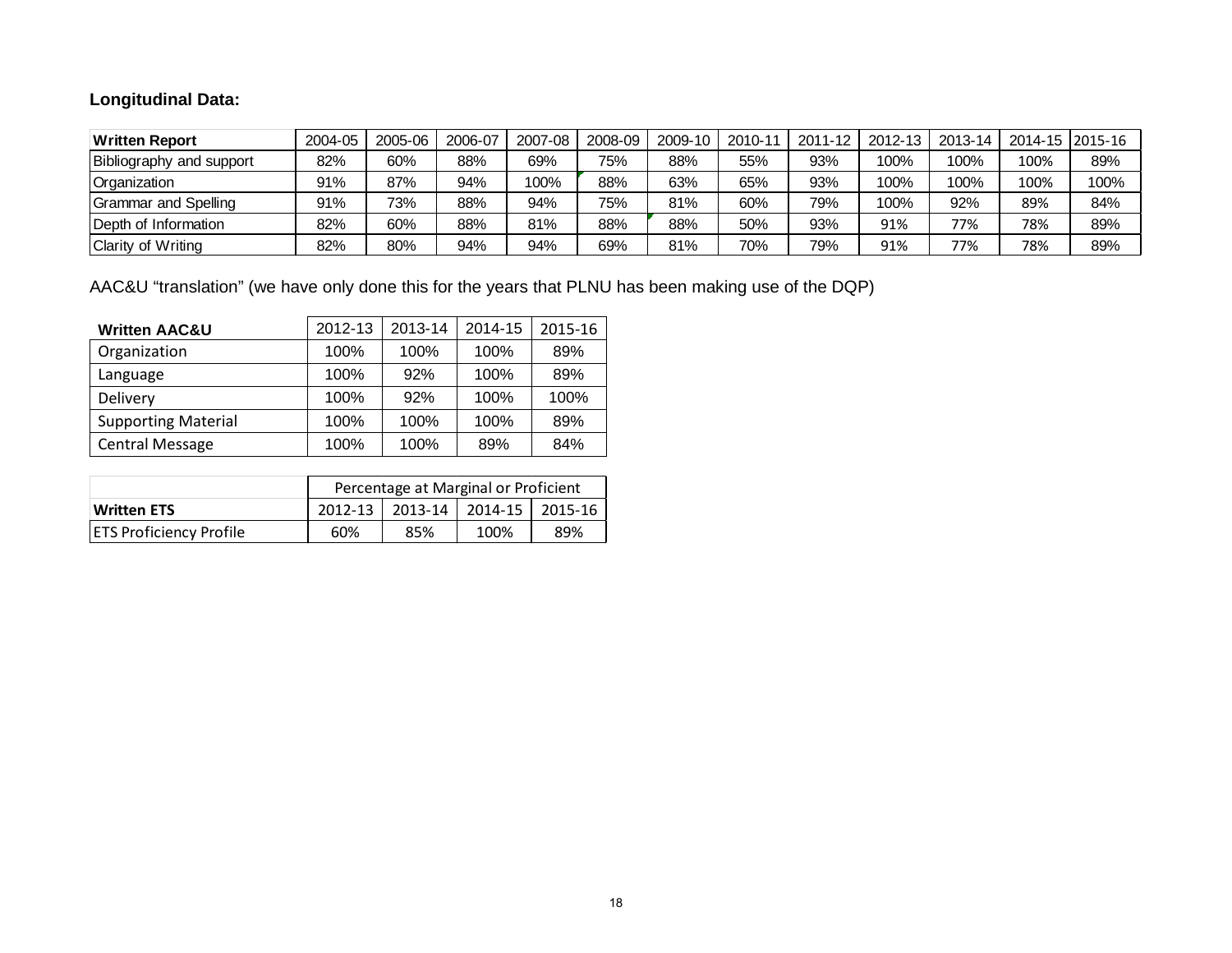**Longitudinal Data:**

| Written Report | 2004-05 | 2005-06 | 2006-07 | 2007-08 | 2008-09 | 2009-10 | 2010-11 | 2011-12 | 2012-13 | 2013-14 | 2014-15 | 2015-16 |
|---|---|---|---|---|---|---|---|---|---|---|---|---|
| Bibliography and support | 82% | 60% | 88% | 69% | 75% | 88% | 55% | 93% | 100% | 100% | 100% | 89% |
| Organization | 91% | 87% | 94% | 100% | 88% | 63% | 65% | 93% | 100% | 100% | 100% | 100% |
| Grammar and Spelling | 91% | 73% | 88% | 94% | 75% | 81% | 60% | 79% | 100% | 92% | 89% | 84% |
| Depth of Information | 82% | 60% | 88% | 81% | 88% | 88% | 50% | 93% | 91% | 77% | 78% | 89% |
| Clarity of Writing | 82% | 80% | 94% | 94% | 69% | 81% | 70% | 79% | 91% | 77% | 78% | 89% |

AAC&U "translation" (we have only done this for the years that PLNU has been making use of the DQP)

| Written AAC&U | 2012-13 | 2013-14 | 2014-15 | 2015-16 |
|---|---|---|---|---|
| Organization | 100% | 100% | 100% | 89% |
| Language | 100% | 92% | 100% | 89% |
| Delivery | 100% | 92% | 100% | 100% |
| Supporting Material | 100% | 100% | 100% | 89% |
| Central Message | 100% | 100% | 89% | 84% |

| | Percentage at Marginal or Proficient | | | |
|---|---|---|---|---|
| **Written ETS** | 2012-13 | 2013-14 | 2014-15 | 2015-16 |
| ETS Proficiency Profile | 60% | 85% | 100% | 89% |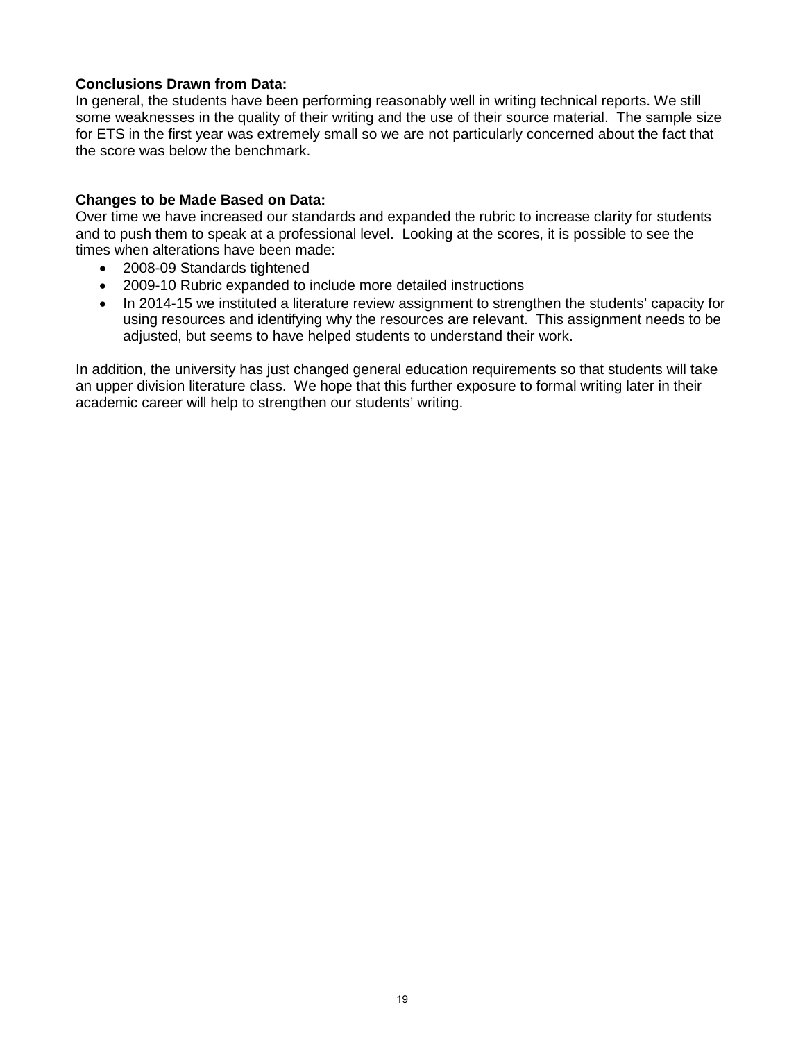**Conclusions Drawn from Data:**
In general, the students have been performing reasonably well in writing technical reports. We still some weaknesses in the quality of their writing and the use of their source material. The sample size for ETS in the first year was extremely small so we are not particularly concerned about the fact that the score was below the benchmark.

**Changes to be Made Based on Data:**
Over time we have increased our standards and expanded the rubric to increase clarity for students and to push them to speak at a professional level. Looking at the scores, it is possible to see the times when alterations have been made:

- 2008-09 Standards tightened
- 2009-10 Rubric expanded to include more detailed instructions
- In 2014-15 we instituted a literature review assignment to strengthen the students' capacity for using resources and identifying why the resources are relevant. This assignment needs to be adjusted, but seems to have helped students to understand their work.

In addition, the university has just changed general education requirements so that students will take an upper division literature class. We hope that this further exposure to formal writing later in their academic career will help to strengthen our students' writing.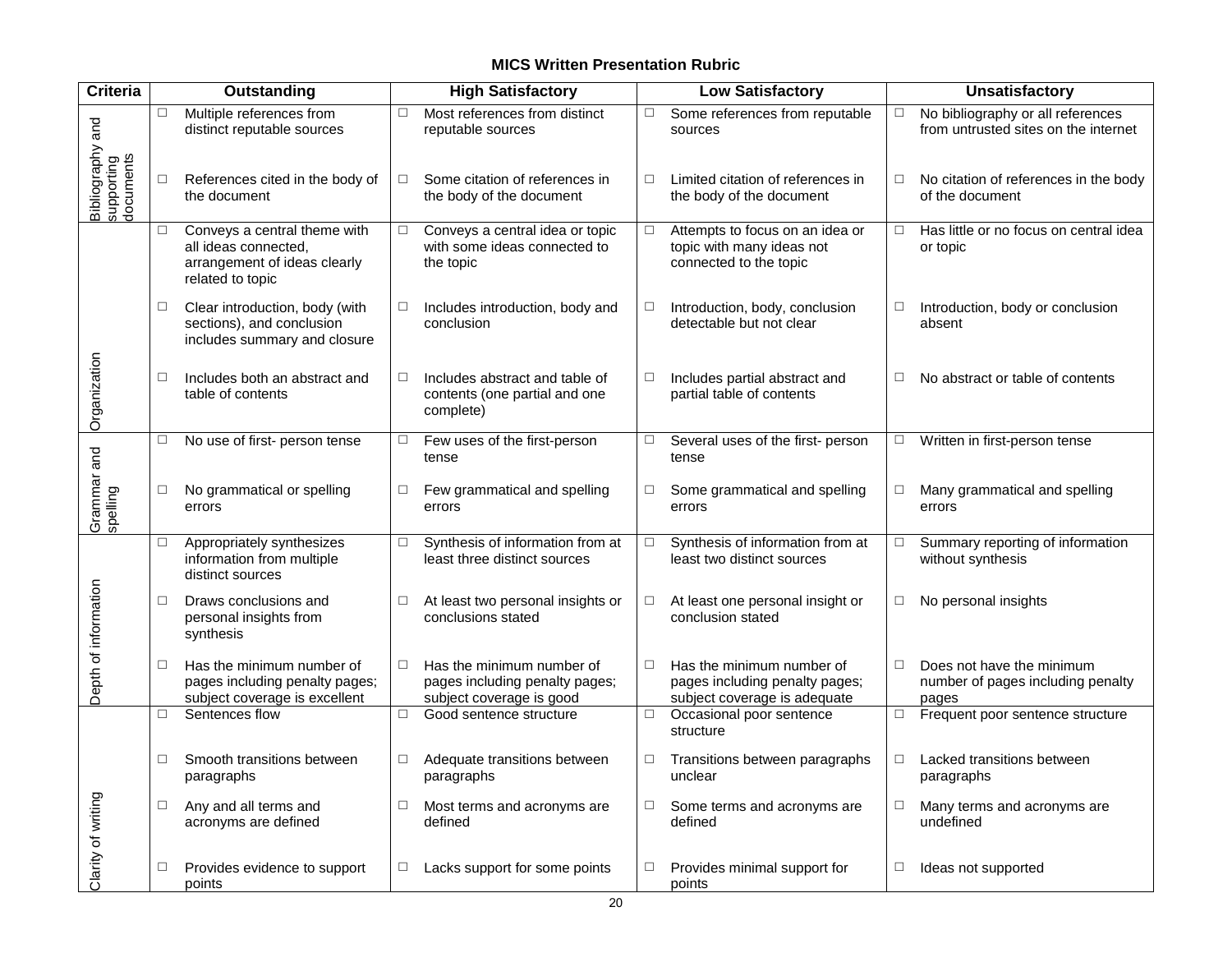## MICS Written Presentation Rubric

| Criteria | Outstanding | High Satisfactory | Low Satisfactory | Unsatisfactory |
|---|---|---|---|---|
| Bibliography and supporting documents | ☐ Multiple references from distinct reputable sources | ☐ Most references from distinct reputable sources | ☐ Some references from reputable sources | ☐ No bibliography or all references from untrusted sites on the internet |
| | ☐ References cited in the body of the document | ☐ Some citation of references in the body of the document | ☐ Limited citation of references in the body of the document | ☐ No citation of references in the body of the document |
| Organization | ☐ Conveys a central theme with all ideas connected, arrangement of ideas clearly related to topic | ☐ Conveys a central idea or topic with some ideas connected to the topic | ☐ Attempts to focus on an idea or topic with many ideas not connected to the topic | ☐ Has little or no focus on central idea or topic |
| | ☐ Clear introduction, body (with sections), and conclusion includes summary and closure | ☐ Includes introduction, body and conclusion | ☐ Introduction, body, conclusion detectable but not clear | ☐ Introduction, body or conclusion absent |
| | ☐ Includes both an abstract and table of contents | ☐ Includes abstract and table of contents (one partial and one complete) | ☐ Includes partial abstract and partial table of contents | ☐ No abstract or table of contents |
| Grammar and spelling | ☐ No use of first- person tense | ☐ Few uses of the first-person tense | ☐ Several uses of the first- person tense | ☐ Written in first-person tense |
| | ☐ No grammatical or spelling errors | ☐ Few grammatical and spelling errors | ☐ Some grammatical and spelling errors | ☐ Many grammatical and spelling errors |
| Depth of information | ☐ Appropriately synthesizes information from multiple distinct sources | ☐ Synthesis of information from at least three distinct sources | ☐ Synthesis of information from at least two distinct sources | ☐ Summary reporting of information without synthesis |
| | ☐ Draws conclusions and personal insights from synthesis | ☐ At least two personal insights or conclusions stated | ☐ At least one personal insight or conclusion stated | ☐ No personal insights |
| | ☐ Has the minimum number of pages including penalty pages; subject coverage is excellent | ☐ Has the minimum number of pages including penalty pages; subject coverage is good | ☐ Has the minimum number of pages including penalty pages; subject coverage is adequate | ☐ Does not have the minimum number of pages including penalty pages |
| Clarity of writing | ☐ Sentences flow | ☐ Good sentence structure | ☐ Occasional poor sentence structure | ☐ Frequent poor sentence structure |
| | ☐ Smooth transitions between paragraphs | ☐ Adequate transitions between paragraphs | ☐ Transitions between paragraphs unclear | ☐ Lacked transitions between paragraphs |
| | ☐ Any and all terms and acronyms are defined | ☐ Most terms and acronyms are defined | ☐ Some terms and acronyms are defined | ☐ Many terms and acronyms are undefined |
| | ☐ Provides evidence to support points | ☐ Lacks support for some points | ☐ Provides minimal support for points | ☐ Ideas not supported |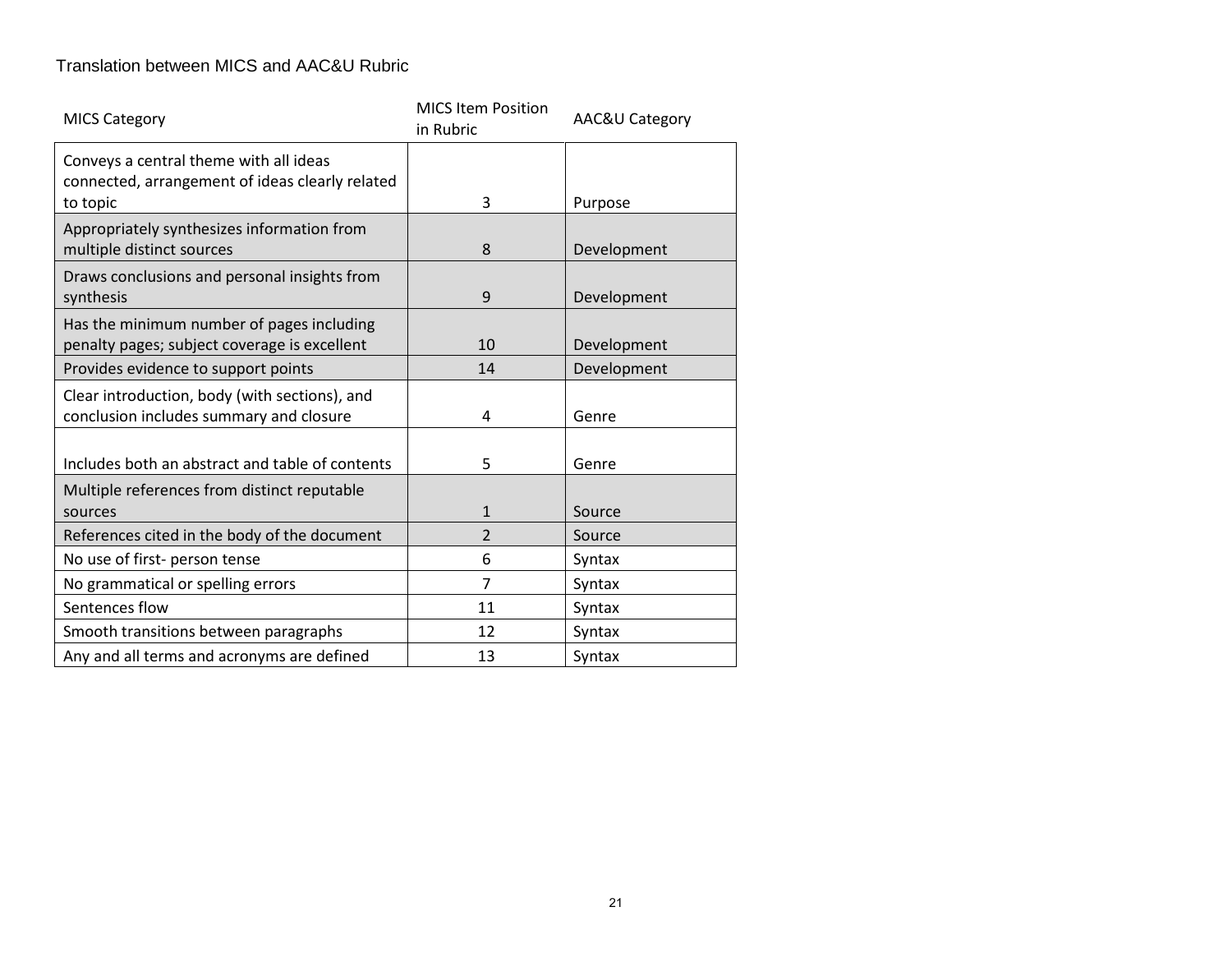Translation between MICS and AAC&U Rubric

| MICS Category | MICS Item Position in Rubric | AAC&U Category |
|---|---|---|
| Conveys a central theme with all ideas connected, arrangement of ideas clearly related to topic | 3 | Purpose |
| Appropriately synthesizes information from multiple distinct sources | 8 | Development |
| Draws conclusions and personal insights from synthesis | 9 | Development |
| Has the minimum number of pages including penalty pages; subject coverage is excellent | 10 | Development |
| Provides evidence to support points | 14 | Development |
| Clear introduction, body (with sections), and conclusion includes summary and closure | 4 | Genre |
| Includes both an abstract and table of contents | 5 | Genre |
| Multiple references from distinct reputable sources | 1 | Source |
| References cited in the body of the document | 2 | Source |
| No use of first- person tense | 6 | Syntax |
| No grammatical or spelling errors | 7 | Syntax |
| Sentences flow | 11 | Syntax |
| Smooth transitions between paragraphs | 12 | Syntax |
| Any and all terms and acronyms are defined | 13 | Syntax |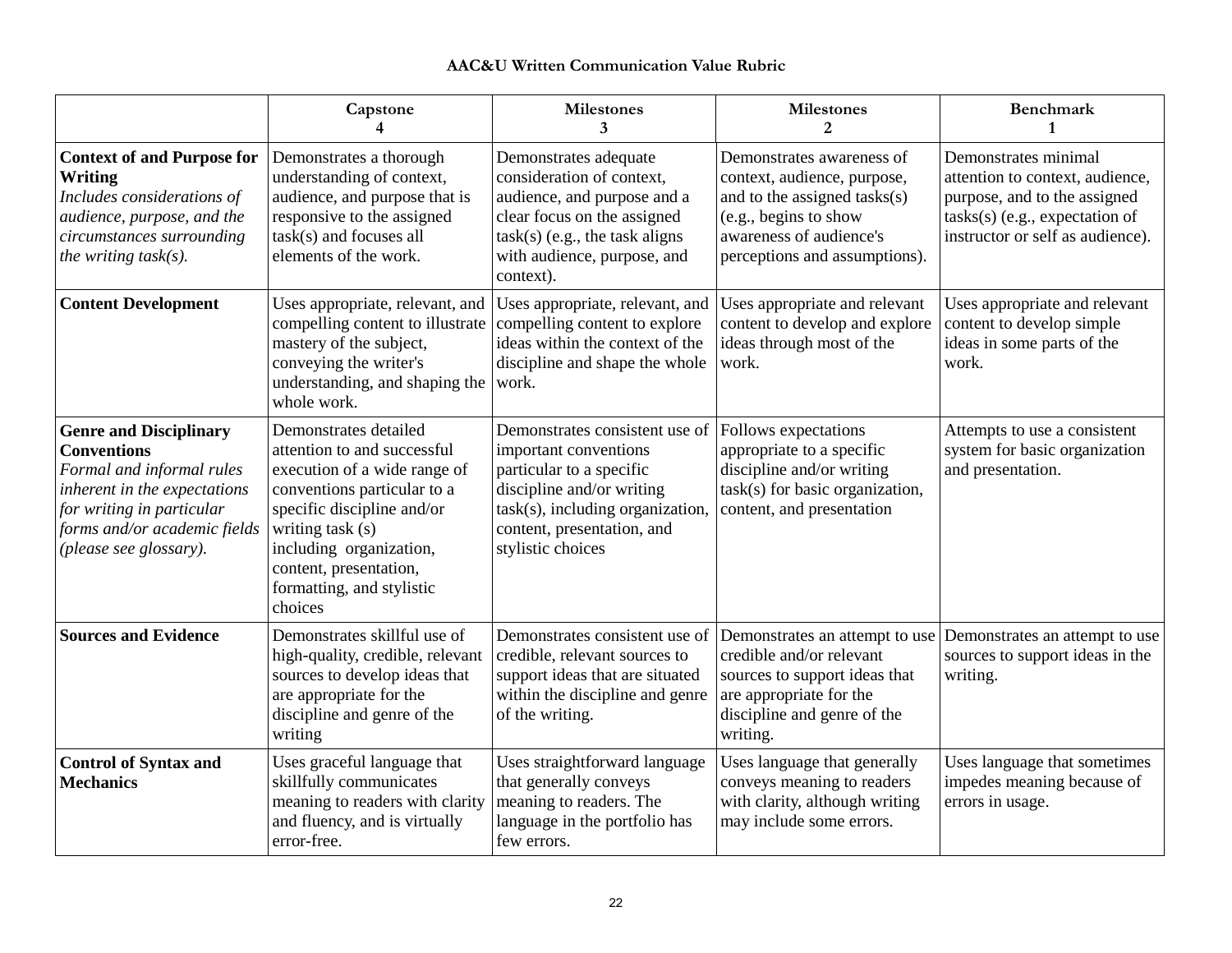**AAC&U Written Communication Value Rubric**

| | Capstone<br>4 | Milestones<br>3 | Milestones<br>2 | Benchmark<br>1 |
|---|---|---|---|---|
| **Context of and Purpose for Writing**<br>*Includes considerations of audience, purpose, and the circumstances surrounding the writing task(s).* | Demonstrates a thorough understanding of context, audience, and purpose that is responsive to the assigned task(s) and focuses all elements of the work. | Demonstrates adequate consideration of context, audience, and purpose and a clear focus on the assigned task(s) (e.g., the task aligns with audience, purpose, and context). | Demonstrates awareness of context, audience, purpose, and to the assigned tasks(s) (e.g., begins to show awareness of audience's perceptions and assumptions). | Demonstrates minimal attention to context, audience, purpose, and to the assigned tasks(s) (e.g., expectation of instructor or self as audience). |
| **Content Development** | Uses appropriate, relevant, and compelling content to illustrate mastery of the subject, conveying the writer's understanding, and shaping the whole work. | Uses appropriate, relevant, and compelling content to explore ideas within the context of the discipline and shape the whole work. | Uses appropriate and relevant content to develop and explore ideas through most of the work. | Uses appropriate and relevant content to develop simple ideas in some parts of the work. |
| **Genre and Disciplinary Conventions**<br>*Formal and informal rules inherent in the expectations for writing in particular forms and/or academic fields (please see glossary).* | Demonstrates detailed attention to and successful execution of a wide range of conventions particular to a specific discipline and/or writing task (s) including organization, content, presentation, formatting, and stylistic choices | Demonstrates consistent use of important conventions particular to a specific discipline and/or writing task(s), including organization, content, presentation, and stylistic choices | Follows expectations appropriate to a specific discipline and/or writing task(s) for basic organization, content, and presentation | Attempts to use a consistent system for basic organization and presentation. |
| **Sources and Evidence** | Demonstrates skillful use of high-quality, credible, relevant sources to develop ideas that are appropriate for the discipline and genre of the writing | Demonstrates consistent use of credible, relevant sources to support ideas that are situated within the discipline and genre of the writing. | Demonstrates an attempt to use credible and/or relevant sources to support ideas that are appropriate for the discipline and genre of the writing. | Demonstrates an attempt to use sources to support ideas in the writing. |
| **Control of Syntax and Mechanics** | Uses graceful language that skillfully communicates meaning to readers with clarity and fluency, and is virtually error-free. | Uses straightforward language that generally conveys meaning to readers. The language in the portfolio has few errors. | Uses language that generally conveys meaning to readers with clarity, although writing may include some errors. | Uses language that sometimes impedes meaning because of errors in usage. |